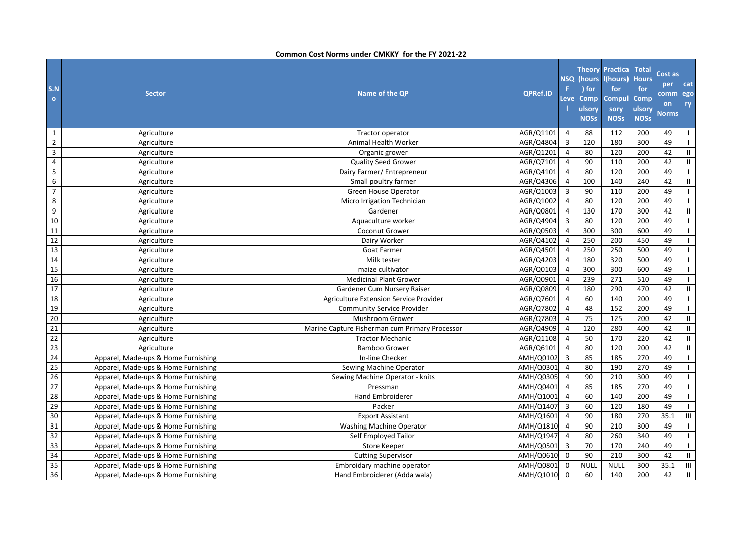**Common Cost Norms under CMKKY for the FY 2021-22**

| S.No | Sector | Name of the QP | QPRef.ID | NSQF Level | Theory (hours) for Compulsory NOSs | Practical(hours) for Compulsory NOSs | Total Hours for Compulsory NOSs | Cost as per common Norms | category |
|---|---|---|---|---|---|---|---|---|---|
| 1 | Agriculture | Tractor operator | AGR/Q1101 | 4 | 88 | 112 | 200 | 49 | I |
| 2 | Agriculture | Animal Health Worker | AGR/Q4804 | 3 | 120 | 180 | 300 | 49 | I |
| 3 | Agriculture | Organic grower | AGR/Q1201 | 4 | 80 | 120 | 200 | 42 | II |
| 4 | Agriculture | Quality Seed Grower | AGR/Q7101 | 4 | 90 | 110 | 200 | 42 | II |
| 5 | Agriculture | Dairy Farmer/ Entrepreneur | AGR/Q4101 | 4 | 80 | 120 | 200 | 49 | I |
| 6 | Agriculture | Small poultry farmer | AGR/Q4306 | 4 | 100 | 140 | 240 | 42 | II |
| 7 | Agriculture | Green House Operator | AGR/Q1003 | 3 | 90 | 110 | 200 | 49 | I |
| 8 | Agriculture | Micro Irrigation Technician | AGR/Q1002 | 4 | 80 | 120 | 200 | 49 | I |
| 9 | Agriculture | Gardener | AGR/Q0801 | 4 | 130 | 170 | 300 | 42 | II |
| 10 | Agriculture | Aquaculture worker | AGR/Q4904 | 3 | 80 | 120 | 200 | 49 | I |
| 11 | Agriculture | Coconut Grower | AGR/Q0503 | 4 | 300 | 300 | 600 | 49 | I |
| 12 | Agriculture | Dairy Worker | AGR/Q4102 | 4 | 250 | 200 | 450 | 49 | I |
| 13 | Agriculture | Goat Farmer | AGR/Q4501 | 4 | 250 | 250 | 500 | 49 | I |
| 14 | Agriculture | Milk tester | AGR/Q4203 | 4 | 180 | 320 | 500 | 49 | I |
| 15 | Agriculture | maize cultivator | AGR/Q0103 | 4 | 300 | 300 | 600 | 49 | I |
| 16 | Agriculture | Medicinal Plant Grower | AGR/Q0901 | 4 | 239 | 271 | 510 | 49 | I |
| 17 | Agriculture | Gardener Cum Nursery Raiser | AGR/Q0809 | 4 | 180 | 290 | 470 | 42 | II |
| 18 | Agriculture | Agriculture Extension Service Provider | AGR/Q7601 | 4 | 60 | 140 | 200 | 49 | I |
| 19 | Agriculture | Community Service Provider | AGR/Q7802 | 4 | 48 | 152 | 200 | 49 | I |
| 20 | Agriculture | Mushroom Grower | AGR/Q7803 | 4 | 75 | 125 | 200 | 42 | II |
| 21 | Agriculture | Marine Capture Fisherman cum Primary Processor | AGR/Q4909 | 4 | 120 | 280 | 400 | 42 | II |
| 22 | Agriculture | Tractor Mechanic | AGR/Q1108 | 4 | 50 | 170 | 220 | 42 | II |
| 23 | Agriculture | Bamboo Grower | AGR/Q6101 | 4 | 80 | 120 | 200 | 42 | II |
| 24 | Apparel, Made-ups & Home Furnishing | In-line Checker | AMH/Q0102 | 3 | 85 | 185 | 270 | 49 | I |
| 25 | Apparel, Made-ups & Home Furnishing | Sewing Machine Operator | AMH/Q0301 | 4 | 80 | 190 | 270 | 49 | I |
| 26 | Apparel, Made-ups & Home Furnishing | Sewing Machine Operator - knits | AMH/Q0305 | 4 | 90 | 210 | 300 | 49 | I |
| 27 | Apparel, Made-ups & Home Furnishing | Pressman | AMH/Q0401 | 4 | 85 | 185 | 270 | 49 | I |
| 28 | Apparel, Made-ups & Home Furnishing | Hand Embroiderer | AMH/Q1001 | 4 | 60 | 140 | 200 | 49 | I |
| 29 | Apparel, Made-ups & Home Furnishing | Packer | AMH/Q1407 | 3 | 60 | 120 | 180 | 49 | I |
| 30 | Apparel, Made-ups & Home Furnishing | Export Assistant | AMH/Q1601 | 4 | 90 | 180 | 270 | 35.1 | III |
| 31 | Apparel, Made-ups & Home Furnishing | Washing Machine Operator | AMH/Q1810 | 4 | 90 | 210 | 300 | 49 | I |
| 32 | Apparel, Made-ups & Home Furnishing | Self Employed Tailor | AMH/Q1947 | 4 | 80 | 260 | 340 | 49 | I |
| 33 | Apparel, Made-ups & Home Furnishing | Store Keeper | AMH/Q0501 | 3 | 70 | 170 | 240 | 49 | I |
| 34 | Apparel, Made-ups & Home Furnishing | Cutting Supervisor | AMH/Q0610 | 0 | 90 | 210 | 300 | 42 | II |
| 35 | Apparel, Made-ups & Home Furnishing | Embroidary machine operator | AMH/Q0801 | 0 | NULL | NULL | 300 | 35.1 | III |
| 36 | Apparel, Made-ups & Home Furnishing | Hand Embroiderer (Adda wala) | AMH/Q1010 | 0 | 60 | 140 | 200 | 42 | II |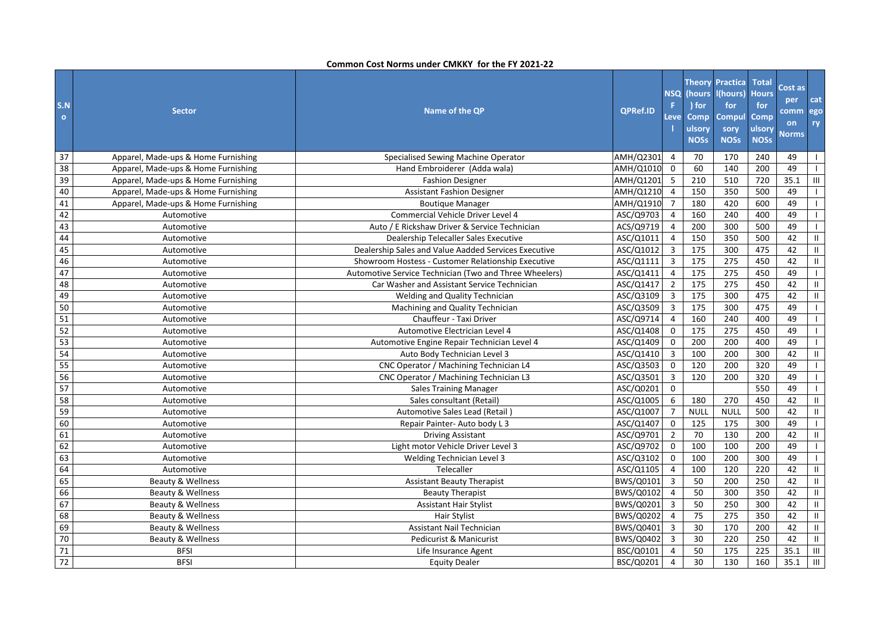**Common Cost Norms under CMKKY for the FY 2021-22**

| S.No | Sector | Name of the QP | QPRef.ID | NSQF Level | Theory (hours) for Compulsory NOSs | Practical(hours) for Compulsory NOSs | Total Hours for Compulsory NOSs | Cost as per common Norms | category |
|---|---|---|---|---|---|---|---|---|---|
| 37 | Apparel, Made-ups & Home Furnishing | Specialised Sewing Machine Operator | AMH/Q2301 | 4 | 70 | 170 | 240 | 49 | I |
| 38 | Apparel, Made-ups & Home Furnishing | Hand Embroiderer (Adda wala) | AMH/Q1010 | 0 | 60 | 140 | 200 | 49 | I |
| 39 | Apparel, Made-ups & Home Furnishing | Fashion Designer | AMH/Q1201 | 5 | 210 | 510 | 720 | 35.1 | III |
| 40 | Apparel, Made-ups & Home Furnishing | Assistant Fashion Designer | AMH/Q1210 | 4 | 150 | 350 | 500 | 49 | I |
| 41 | Apparel, Made-ups & Home Furnishing | Boutique Manager | AMH/Q1910 | 7 | 180 | 420 | 600 | 49 | I |
| 42 | Automotive | Commercial Vehicle Driver Level 4 | ASC/Q9703 | 4 | 160 | 240 | 400 | 49 | I |
| 43 | Automotive | Auto / E Rickshaw Driver & Service Technician | ACS/Q9719 | 4 | 200 | 300 | 500 | 49 | I |
| 44 | Automotive | Dealership Telecaller Sales Executive | ASC/Q1011 | 4 | 150 | 350 | 500 | 42 | II |
| 45 | Automotive | Dealership Sales and Value Aadded Services Executive | ASC/Q1012 | 3 | 175 | 300 | 475 | 42 | II |
| 46 | Automotive | Showroom Hostess - Customer Relationship Executive | ASC/Q1111 | 3 | 175 | 275 | 450 | 42 | II |
| 47 | Automotive | Automotive Service Technician (Two and Three Wheelers) | ASC/Q1411 | 4 | 175 | 275 | 450 | 49 | I |
| 48 | Automotive | Car Washer and Assistant Service Technician | ASC/Q1417 | 2 | 175 | 275 | 450 | 42 | II |
| 49 | Automotive | Welding and Quality Technician | ASC/Q3109 | 3 | 175 | 300 | 475 | 42 | II |
| 50 | Automotive | Machining and Quality Technician | ASC/Q3509 | 3 | 175 | 300 | 475 | 49 | I |
| 51 | Automotive | Chauffeur - Taxi Driver | ASC/Q9714 | 4 | 160 | 240 | 400 | 49 | I |
| 52 | Automotive | Automotive Electrician Level 4 | ASC/Q1408 | 0 | 175 | 275 | 450 | 49 | I |
| 53 | Automotive | Automotive Engine Repair Technician Level 4 | ASC/Q1409 | 0 | 200 | 200 | 400 | 49 | I |
| 54 | Automotive | Auto Body Technician Level 3 | ASC/Q1410 | 3 | 100 | 200 | 300 | 42 | II |
| 55 | Automotive | CNC Operator / Machining Technician L4 | ASC/Q3503 | 0 | 120 | 200 | 320 | 49 | I |
| 56 | Automotive | CNC Operator / Machining Technician L3 | ASC/Q3501 | 3 | 120 | 200 | 320 | 49 | I |
| 57 | Automotive | Sales Training Manager | ASC/Q0201 | 0 | | | 550 | 49 | I |
| 58 | Automotive | Sales consultant (Retail) | ASC/Q1005 | 6 | 180 | 270 | 450 | 42 | II |
| 59 | Automotive | Automotive Sales Lead (Retail ) | ASC/Q1007 | 7 | NULL | NULL | 500 | 42 | II |
| 60 | Automotive | Repair Painter- Auto body L 3 | ASC/Q1407 | 0 | 125 | 175 | 300 | 49 | I |
| 61 | Automotive | Driving Assistant | ASC/Q9701 | 2 | 70 | 130 | 200 | 42 | II |
| 62 | Automotive | Light motor Vehicle Driver Level 3 | ASC/Q9702 | 0 | 100 | 100 | 200 | 49 | I |
| 63 | Automotive | Welding Technician Level 3 | ASC/Q3102 | 0 | 100 | 200 | 300 | 49 | I |
| 64 | Automotive | Telecaller | ASC/Q1105 | 4 | 100 | 120 | 220 | 42 | II |
| 65 | Beauty & Wellness | Assistant Beauty Therapist | BWS/Q0101 | 3 | 50 | 200 | 250 | 42 | II |
| 66 | Beauty & Wellness | Beauty Therapist | BWS/Q0102 | 4 | 50 | 300 | 350 | 42 | II |
| 67 | Beauty & Wellness | Assistant Hair Stylist | BWS/Q0201 | 3 | 50 | 250 | 300 | 42 | II |
| 68 | Beauty & Wellness | Hair Stylist | BWS/Q0202 | 4 | 75 | 275 | 350 | 42 | II |
| 69 | Beauty & Wellness | Assistant Nail Technician | BWS/Q0401 | 3 | 30 | 170 | 200 | 42 | II |
| 70 | Beauty & Wellness | Pedicurist & Manicurist | BWS/Q0402 | 3 | 30 | 220 | 250 | 42 | II |
| 71 | BFSI | Life Insurance Agent | BSC/Q0101 | 4 | 50 | 175 | 225 | 35.1 | III |
| 72 | BFSI | Equity Dealer | BSC/Q0201 | 4 | 30 | 130 | 160 | 35.1 | III |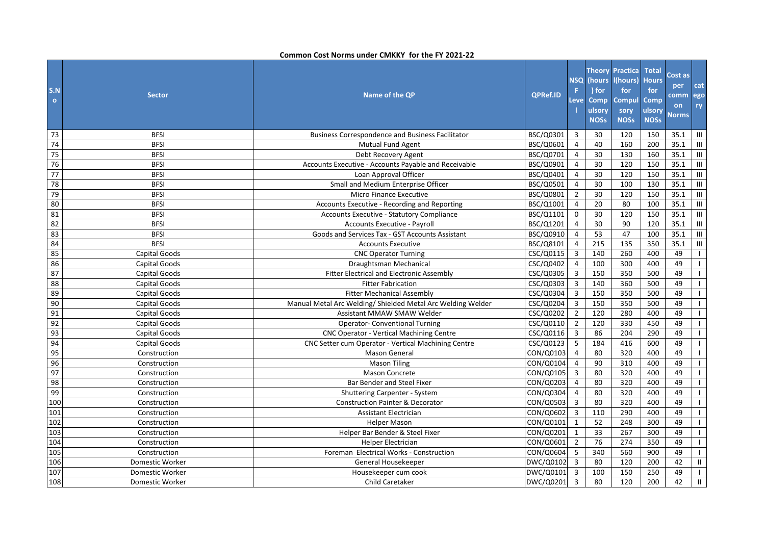**Common Cost Norms under CMKKY for the FY 2021-22**

| S.No | Sector | Name of the QP | QPRef.ID | NSQF Level | Theory (hours) for Compulsory NOSs | Practical(hours) for Compulsory NOSs | Total Hours for Compulsory NOSs | Cost as per common Norms | category |
|---|---|---|---|---|---|---|---|---|---|
| 73 | BFSI | Business Correspondence and Business Facilitator | BSC/Q0301 | 3 | 30 | 120 | 150 | 35.1 | III |
| 74 | BFSI | Mutual Fund Agent | BSC/Q0601 | 4 | 40 | 160 | 200 | 35.1 | III |
| 75 | BFSI | Debt Recovery Agent | BSC/Q0701 | 4 | 30 | 130 | 160 | 35.1 | III |
| 76 | BFSI | Accounts Executive - Accounts Payable and Receivable | BSC/Q0901 | 4 | 30 | 120 | 150 | 35.1 | III |
| 77 | BFSI | Loan Approval Officer | BSC/Q0401 | 4 | 30 | 120 | 150 | 35.1 | III |
| 78 | BFSI | Small and Medium Enterprise Officer | BSC/Q0501 | 4 | 30 | 100 | 130 | 35.1 | III |
| 79 | BFSI | Micro Finance Executive | BSC/Q0801 | 2 | 30 | 120 | 150 | 35.1 | III |
| 80 | BFSI | Accounts Executive - Recording and Reporting | BSC/Q1001 | 4 | 20 | 80 | 100 | 35.1 | III |
| 81 | BFSI | Accounts Executive - Statutory Compliance | BSC/Q1101 | 0 | 30 | 120 | 150 | 35.1 | III |
| 82 | BFSI | Accounts Executive - Payroll | BSC/Q1201 | 4 | 30 | 90 | 120 | 35.1 | III |
| 83 | BFSI | Goods and Services Tax - GST Accounts Assistant | BSC/Q0910 | 4 | 53 | 47 | 100 | 35.1 | III |
| 84 | BFSI | Accounts Executive | BSC/Q8101 | 4 | 215 | 135 | 350 | 35.1 | III |
| 85 | Capital Goods | CNC Operator Turning | CSC/Q0115 | 3 | 140 | 260 | 400 | 49 | I |
| 86 | Capital Goods | Draughtsman Mechanical | CSC/Q0402 | 4 | 100 | 300 | 400 | 49 | I |
| 87 | Capital Goods | Fitter Electrical and Electronic Assembly | CSC/Q0305 | 3 | 150 | 350 | 500 | 49 | I |
| 88 | Capital Goods | Fitter Fabrication | CSC/Q0303 | 3 | 140 | 360 | 500 | 49 | I |
| 89 | Capital Goods | Fitter Mechanical Assembly | CSC/Q0304 | 3 | 150 | 350 | 500 | 49 | I |
| 90 | Capital Goods | Manual Metal Arc Welding/ Shielded Metal Arc Welding Welder | CSC/Q0204 | 3 | 150 | 350 | 500 | 49 | I |
| 91 | Capital Goods | Assistant MMAW SMAW Welder | CSC/Q0202 | 2 | 120 | 280 | 400 | 49 | I |
| 92 | Capital Goods | Operator- Conventional Turning | CSC/Q0110 | 2 | 120 | 330 | 450 | 49 | I |
| 93 | Capital Goods | CNC Operator - Vertical Machining Centre | CSC/Q0116 | 3 | 86 | 204 | 290 | 49 | I |
| 94 | Capital Goods | CNC Setter cum Operator - Vertical Machining Centre | CSC/Q0123 | 5 | 184 | 416 | 600 | 49 | I |
| 95 | Construction | Mason General | CON/Q0103 | 4 | 80 | 320 | 400 | 49 | I |
| 96 | Construction | Mason Tiling | CON/Q0104 | 4 | 90 | 310 | 400 | 49 | I |
| 97 | Construction | Mason Concrete | CON/Q0105 | 3 | 80 | 320 | 400 | 49 | I |
| 98 | Construction | Bar Bender and Steel Fixer | CON/Q0203 | 4 | 80 | 320 | 400 | 49 | I |
| 99 | Construction | Shuttering Carpenter - System | CON/Q0304 | 4 | 80 | 320 | 400 | 49 | I |
| 100 | Construction | Construction Painter & Decorator | CON/Q0503 | 3 | 80 | 320 | 400 | 49 | I |
| 101 | Construction | Assistant Electrician | CON/Q0602 | 3 | 110 | 290 | 400 | 49 | I |
| 102 | Construction | Helper Mason | CON/Q0101 | 1 | 52 | 248 | 300 | 49 | I |
| 103 | Construction | Helper Bar Bender & Steel Fixer | CON/Q0201 | 1 | 33 | 267 | 300 | 49 | I |
| 104 | Construction | Helper Electrician | CON/Q0601 | 2 | 76 | 274 | 350 | 49 | I |
| 105 | Construction | Foreman Electrical Works - Construction | CON/Q0604 | 5 | 340 | 560 | 900 | 49 | I |
| 106 | Domestic Worker | General Housekeeper | DWC/Q0102 | 3 | 80 | 120 | 200 | 42 | II |
| 107 | Domestic Worker | Housekeeper cum cook | DWC/Q0101 | 3 | 100 | 150 | 250 | 49 | I |
| 108 | Domestic Worker | Child Caretaker | DWC/Q0201 | 3 | 80 | 120 | 200 | 42 | II |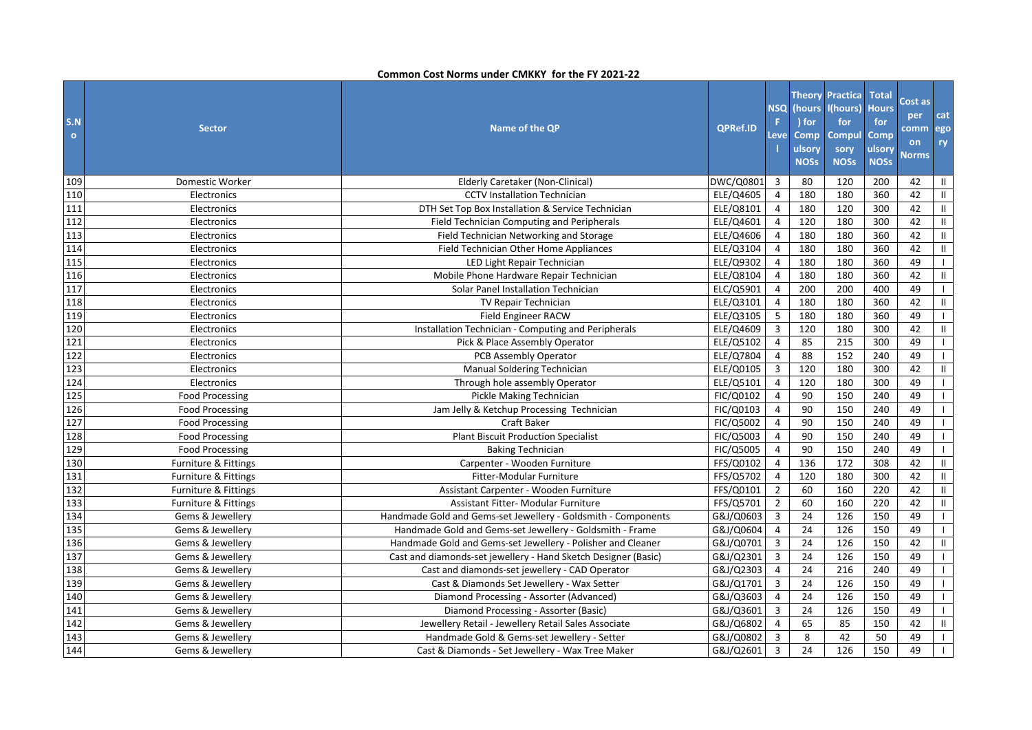**Common Cost Norms under CMKKY for the FY 2021-22**

| S.No | Sector | Name of the QP | QPRef.ID | NSQF Level | Theory (hours) for Compulsory NOSs | Practical(hours) for Compulsory NOSs | Total Hours for Compulsory NOSs | Cost as per common Norms | category |
|---|---|---|---|---|---|---|---|---|---|
| 109 | Domestic Worker | Elderly Caretaker (Non-Clinical) | DWC/Q0801 | 3 | 80 | 120 | 200 | 42 | II |
| 110 | Electronics | CCTV Installation Technician | ELE/Q4605 | 4 | 180 | 180 | 360 | 42 | II |
| 111 | Electronics | DTH Set Top Box Installation & Service Technician | ELE/Q8101 | 4 | 180 | 120 | 300 | 42 | II |
| 112 | Electronics | Field Technician Computing and Peripherals | ELE/Q4601 | 4 | 120 | 180 | 300 | 42 | II |
| 113 | Electronics | Field Technician Networking and Storage | ELE/Q4606 | 4 | 180 | 180 | 360 | 42 | II |
| 114 | Electronics | Field Technician Other Home Appliances | ELE/Q3104 | 4 | 180 | 180 | 360 | 42 | II |
| 115 | Electronics | LED Light Repair Technician | ELE/Q9302 | 4 | 180 | 180 | 360 | 49 | I |
| 116 | Electronics | Mobile Phone Hardware Repair Technician | ELE/Q8104 | 4 | 180 | 180 | 360 | 42 | II |
| 117 | Electronics | Solar Panel Installation Technician | ELC/Q5901 | 4 | 200 | 200 | 400 | 49 | I |
| 118 | Electronics | TV Repair Technician | ELE/Q3101 | 4 | 180 | 180 | 360 | 42 | II |
| 119 | Electronics | Field Engineer RACW | ELE/Q3105 | 5 | 180 | 180 | 360 | 49 | I |
| 120 | Electronics | Installation Technician - Computing and Peripherals | ELE/Q4609 | 3 | 120 | 180 | 300 | 42 | II |
| 121 | Electronics | Pick & Place Assembly Operator | ELE/Q5102 | 4 | 85 | 215 | 300 | 49 | I |
| 122 | Electronics | PCB Assembly Operator | ELE/Q7804 | 4 | 88 | 152 | 240 | 49 | I |
| 123 | Electronics | Manual Soldering Technician | ELE/Q0105 | 3 | 120 | 180 | 300 | 42 | II |
| 124 | Electronics | Through hole assembly Operator | ELE/Q5101 | 4 | 120 | 180 | 300 | 49 | I |
| 125 | Food Processing | Pickle Making Technician | FIC/Q0102 | 4 | 90 | 150 | 240 | 49 | I |
| 126 | Food Processing | Jam Jelly & Ketchup Processing Technician | FIC/Q0103 | 4 | 90 | 150 | 240 | 49 | I |
| 127 | Food Processing | Craft Baker | FIC/Q5002 | 4 | 90 | 150 | 240 | 49 | I |
| 128 | Food Processing | Plant Biscuit Production Specialist | FIC/Q5003 | 4 | 90 | 150 | 240 | 49 | I |
| 129 | Food Processing | Baking Technician | FIC/Q5005 | 4 | 90 | 150 | 240 | 49 | I |
| 130 | Furniture & Fittings | Carpenter - Wooden Furniture | FFS/Q0102 | 4 | 136 | 172 | 308 | 42 | II |
| 131 | Furniture & Fittings | Fitter-Modular Furniture | FFS/Q5702 | 4 | 120 | 180 | 300 | 42 | II |
| 132 | Furniture & Fittings | Assistant Carpenter - Wooden Furniture | FFS/Q0101 | 2 | 60 | 160 | 220 | 42 | II |
| 133 | Furniture & Fittings | Assistant Fitter- Modular Furniture | FFS/Q5701 | 2 | 60 | 160 | 220 | 42 | II |
| 134 | Gems & Jewellery | Handmade Gold and Gems-set Jewellery - Goldsmith - Components | G&J/Q0603 | 3 | 24 | 126 | 150 | 49 | I |
| 135 | Gems & Jewellery | Handmade Gold and Gems-set Jewellery - Goldsmith - Frame | G&J/Q0604 | 4 | 24 | 126 | 150 | 49 | I |
| 136 | Gems & Jewellery | Handmade Gold and Gems-set Jewellery - Polisher and Cleaner | G&J/Q0701 | 3 | 24 | 126 | 150 | 42 | II |
| 137 | Gems & Jewellery | Cast and diamonds-set jewellery - Hand Sketch Designer (Basic) | G&J/Q2301 | 3 | 24 | 126 | 150 | 49 | I |
| 138 | Gems & Jewellery | Cast and diamonds-set jewellery - CAD Operator | G&J/Q2303 | 4 | 24 | 216 | 240 | 49 | I |
| 139 | Gems & Jewellery | Cast & Diamonds Set Jewellery - Wax Setter | G&J/Q1701 | 3 | 24 | 126 | 150 | 49 | I |
| 140 | Gems & Jewellery | Diamond Processing - Assorter (Advanced) | G&J/Q3603 | 4 | 24 | 126 | 150 | 49 | I |
| 141 | Gems & Jewellery | Diamond Processing - Assorter (Basic) | G&J/Q3601 | 3 | 24 | 126 | 150 | 49 | I |
| 142 | Gems & Jewellery | Jewellery Retail - Jewellery Retail Sales Associate | G&J/Q6802 | 4 | 65 | 85 | 150 | 42 | II |
| 143 | Gems & Jewellery | Handmade Gold & Gems-set Jewellery - Setter | G&J/Q0802 | 3 | 8 | 42 | 50 | 49 | I |
| 144 | Gems & Jewellery | Cast & Diamonds - Set Jewellery - Wax Tree Maker | G&J/Q2601 | 3 | 24 | 126 | 150 | 49 | I |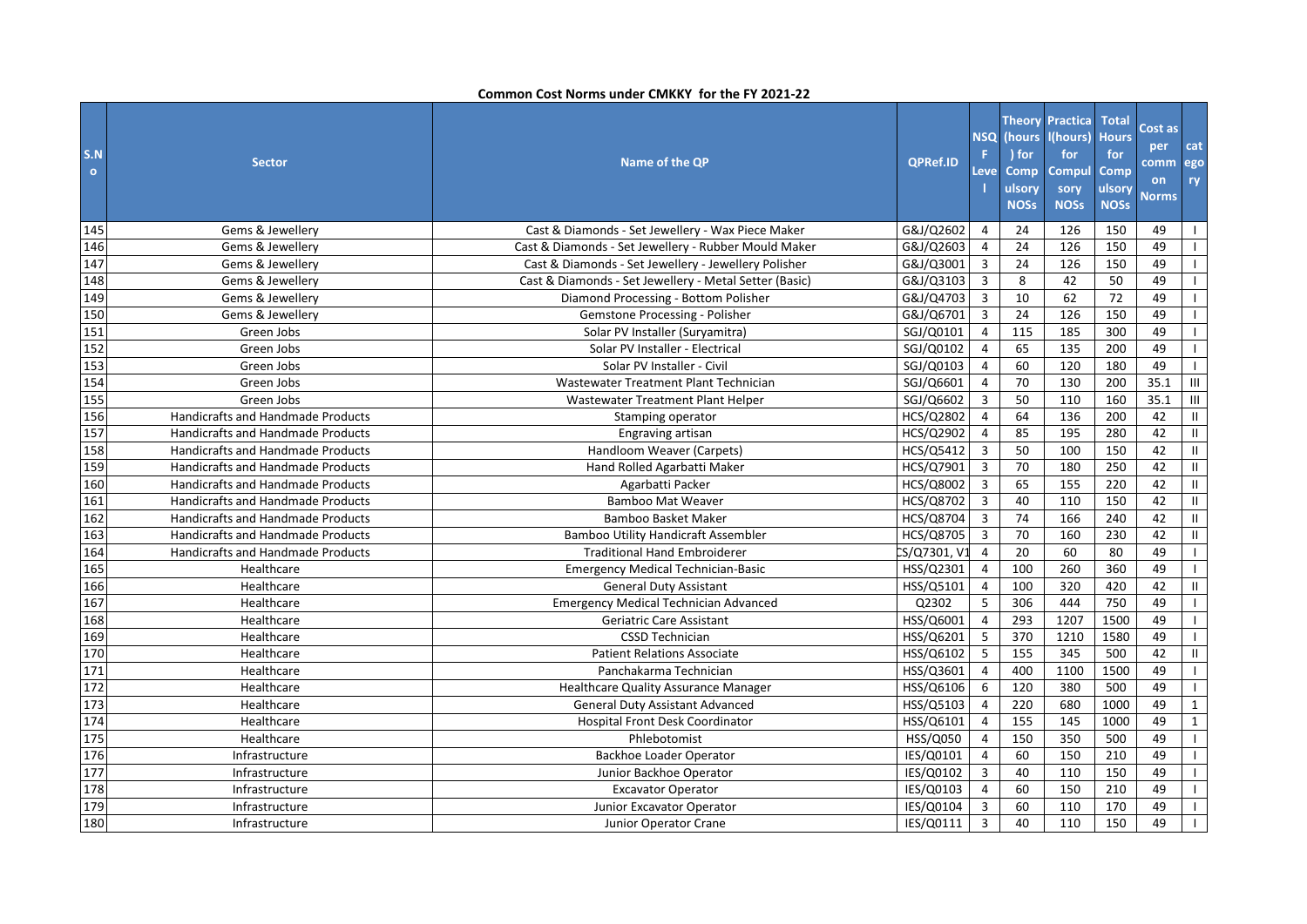**Common Cost Norms under CMKKY for the FY 2021-22**

| S.No | Sector | Name of the QP | QPRef.ID | NSQF Level | Theory (hours) for Compulsory NOSs | Practical(hours) for Compulsory NOSs | Total Hours for Compulsory NOSs | Cost as per common Norms | category |
|---|---|---|---|---|---|---|---|---|---|
| 145 | Gems & Jewellery | Cast & Diamonds - Set Jewellery - Wax Piece Maker | G&J/Q2602 | 4 | 24 | 126 | 150 | 49 | I |
| 146 | Gems & Jewellery | Cast & Diamonds - Set Jewellery - Rubber Mould Maker | G&J/Q2603 | 4 | 24 | 126 | 150 | 49 | I |
| 147 | Gems & Jewellery | Cast & Diamonds - Set Jewellery - Jewellery Polisher | G&J/Q3001 | 3 | 24 | 126 | 150 | 49 | I |
| 148 | Gems & Jewellery | Cast & Diamonds - Set Jewellery - Metal Setter (Basic) | G&J/Q3103 | 3 | 8 | 42 | 50 | 49 | I |
| 149 | Gems & Jewellery | Diamond Processing - Bottom Polisher | G&J/Q4703 | 3 | 10 | 62 | 72 | 49 | I |
| 150 | Gems & Jewellery | Gemstone Processing - Polisher | G&J/Q6701 | 3 | 24 | 126 | 150 | 49 | I |
| 151 | Green Jobs | Solar PV Installer (Suryamitra) | SGJ/Q0101 | 4 | 115 | 185 | 300 | 49 | I |
| 152 | Green Jobs | Solar PV Installer - Electrical | SGJ/Q0102 | 4 | 65 | 135 | 200 | 49 | I |
| 153 | Green Jobs | Solar PV Installer - Civil | SGJ/Q0103 | 4 | 60 | 120 | 180 | 49 | I |
| 154 | Green Jobs | Wastewater Treatment Plant Technician | SGJ/Q6601 | 4 | 70 | 130 | 200 | 35.1 | III |
| 155 | Green Jobs | Wastewater Treatment Plant Helper | SGJ/Q6602 | 3 | 50 | 110 | 160 | 35.1 | III |
| 156 | Handicrafts and Handmade Products | Stamping operator | HCS/Q2802 | 4 | 64 | 136 | 200 | 42 | II |
| 157 | Handicrafts and Handmade Products | Engraving artisan | HCS/Q2902 | 4 | 85 | 195 | 280 | 42 | II |
| 158 | Handicrafts and Handmade Products | Handloom Weaver (Carpets) | HCS/Q5412 | 3 | 50 | 100 | 150 | 42 | II |
| 159 | Handicrafts and Handmade Products | Hand Rolled Agarbatti Maker | HCS/Q7901 | 3 | 70 | 180 | 250 | 42 | II |
| 160 | Handicrafts and Handmade Products | Agarbatti Packer | HCS/Q8002 | 3 | 65 | 155 | 220 | 42 | II |
| 161 | Handicrafts and Handmade Products | Bamboo Mat Weaver | HCS/Q8702 | 3 | 40 | 110 | 150 | 42 | II |
| 162 | Handicrafts and Handmade Products | Bamboo Basket Maker | HCS/Q8704 | 3 | 74 | 166 | 240 | 42 | II |
| 163 | Handicrafts and Handmade Products | Bamboo Utility Handicraft Assembler | HCS/Q8705 | 3 | 70 | 160 | 230 | 42 | II |
| 164 | Handicrafts and Handmade Products | Traditional Hand Embroiderer | CS/Q7301, V1 | 4 | 20 | 60 | 80 | 49 | I |
| 165 | Healthcare | Emergency Medical Technician-Basic | HSS/Q2301 | 4 | 100 | 260 | 360 | 49 | I |
| 166 | Healthcare | General Duty Assistant | HSS/Q5101 | 4 | 100 | 320 | 420 | 42 | II |
| 167 | Healthcare | Emergency Medical Technician Advanced | Q2302 | 5 | 306 | 444 | 750 | 49 | I |
| 168 | Healthcare | Geriatric Care Assistant | HSS/Q6001 | 4 | 293 | 1207 | 1500 | 49 | I |
| 169 | Healthcare | CSSD Technician | HSS/Q6201 | 5 | 370 | 1210 | 1580 | 49 | I |
| 170 | Healthcare | Patient Relations Associate | HSS/Q6102 | 5 | 155 | 345 | 500 | 42 | II |
| 171 | Healthcare | Panchakarma Technician | HSS/Q3601 | 4 | 400 | 1100 | 1500 | 49 | I |
| 172 | Healthcare | Healthcare Quality Assurance Manager | HSS/Q6106 | 6 | 120 | 380 | 500 | 49 | I |
| 173 | Healthcare | General Duty Assistant Advanced | HSS/Q5103 | 4 | 220 | 680 | 1000 | 49 | 1 |
| 174 | Healthcare | Hospital Front Desk Coordinator | HSS/Q6101 | 4 | 155 | 145 | 1000 | 49 | 1 |
| 175 | Healthcare | Phlebotomist | HSS/Q050 | 4 | 150 | 350 | 500 | 49 | I |
| 176 | Infrastructure | Backhoe Loader Operator | IES/Q0101 | 4 | 60 | 150 | 210 | 49 | I |
| 177 | Infrastructure | Junior Backhoe Operator | IES/Q0102 | 3 | 40 | 110 | 150 | 49 | I |
| 178 | Infrastructure | Excavator Operator | IES/Q0103 | 4 | 60 | 150 | 210 | 49 | I |
| 179 | Infrastructure | Junior Excavator Operator | IES/Q0104 | 3 | 60 | 110 | 170 | 49 | I |
| 180 | Infrastructure | Junior Operator Crane | IES/Q0111 | 3 | 40 | 110 | 150 | 49 | I |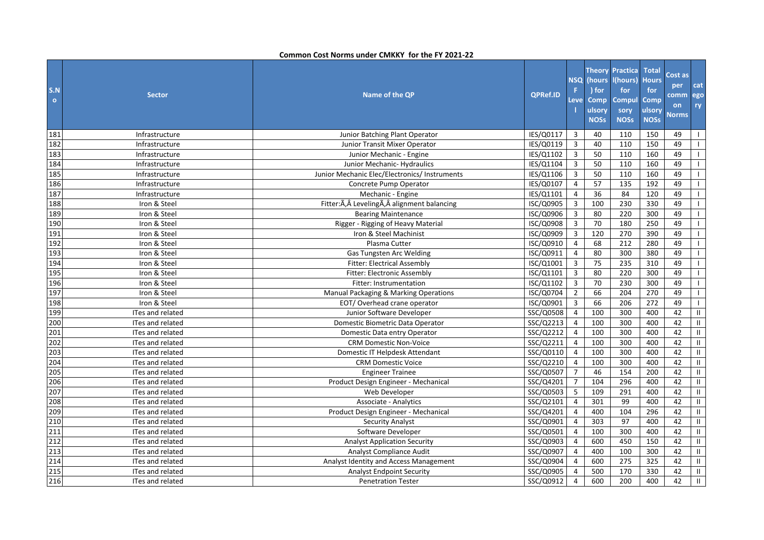**Common Cost Norms under CMKKY for the FY 2021-22**

| S.No | Sector | Name of the QP | QPRef.ID | NSQF Level | Theory (hours) for Compulsory NOSs | Practical(hours) for Compulsory NOSs | Total Hours for Compulsory NOSs | Cost as per common Norms | category |
|---|---|---|---|---|---|---|---|---|---|
| 181 | Infrastructure | Junior Batching Plant Operator | IES/Q0117 | 3 | 40 | 110 | 150 | 49 | I |
| 182 | Infrastructure | Junior Transit Mixer Operator | IES/Q0119 | 3 | 40 | 110 | 150 | 49 | I |
| 183 | Infrastructure | Junior Mechanic - Engine | IES/Q1102 | 3 | 50 | 110 | 160 | 49 | I |
| 184 | Infrastructure | Junior Mechanic- Hydraulics | IES/Q1104 | 3 | 50 | 110 | 160 | 49 | I |
| 185 | Infrastructure | Junior Mechanic Elec/Electronics/ Instruments | IES/Q1106 | 3 | 50 | 110 | 160 | 49 | I |
| 186 | Infrastructure | Concrete Pump Operator | IES/Q0107 | 4 | 57 | 135 | 192 | 49 | I |
| 187 | Infrastructure | Mechanic - Engine | IES/Q1101 | 4 | 36 | 84 | 120 | 49 | I |
| 188 | Iron & Steel | Fitter:Ã‚Â LevelingÃ‚Â alignment balancing | ISC/Q0905 | 3 | 100 | 230 | 330 | 49 | I |
| 189 | Iron & Steel | Bearing Maintenance | ISC/Q0906 | 3 | 80 | 220 | 300 | 49 | I |
| 190 | Iron & Steel | Rigger - Rigging of Heavy Material | ISC/Q0908 | 3 | 70 | 180 | 250 | 49 | I |
| 191 | Iron & Steel | Iron & Steel Machinist | ISC/Q0909 | 3 | 120 | 270 | 390 | 49 | I |
| 192 | Iron & Steel | Plasma Cutter | ISC/Q0910 | 4 | 68 | 212 | 280 | 49 | I |
| 193 | Iron & Steel | Gas Tungsten Arc Welding | ISC/Q0911 | 4 | 80 | 300 | 380 | 49 | I |
| 194 | Iron & Steel | Fitter: Electrical Assembly | ISC/Q1001 | 3 | 75 | 235 | 310 | 49 | I |
| 195 | Iron & Steel | Fitter: Electronic Assembly | ISC/Q1101 | 3 | 80 | 220 | 300 | 49 | I |
| 196 | Iron & Steel | Fitter: Instrumentation | ISC/Q1102 | 3 | 70 | 230 | 300 | 49 | I |
| 197 | Iron & Steel | Manual Packaging & Marking Operations | ISC/Q0704 | 2 | 66 | 204 | 270 | 49 | I |
| 198 | Iron & Steel | EOT/ Overhead crane operator | ISC/Q0901 | 3 | 66 | 206 | 272 | 49 | I |
| 199 | ITes and related | Junior Software Developer | SSC/Q0508 | 4 | 100 | 300 | 400 | 42 | II |
| 200 | ITes and related | Domestic Biometric Data Operator | SSC/Q2213 | 4 | 100 | 300 | 400 | 42 | II |
| 201 | ITes and related | Domestic Data entry Operator | SSC/Q2212 | 4 | 100 | 300 | 400 | 42 | II |
| 202 | ITes and related | CRM Domestic Non-Voice | SSC/Q2211 | 4 | 100 | 300 | 400 | 42 | II |
| 203 | ITes and related | Domestic IT Helpdesk Attendant | SSC/Q0110 | 4 | 100 | 300 | 400 | 42 | II |
| 204 | ITes and related | CRM Domestic Voice | SSC/Q2210 | 4 | 100 | 300 | 400 | 42 | II |
| 205 | ITes and related | Engineer Trainee | SSC/Q0507 | 7 | 46 | 154 | 200 | 42 | II |
| 206 | ITes and related | Product Design Engineer - Mechanical | SSC/Q4201 | 7 | 104 | 296 | 400 | 42 | II |
| 207 | ITes and related | Web Developer | SSC/Q0503 | 5 | 109 | 291 | 400 | 42 | II |
| 208 | ITes and related | Associate - Analytics | SSC/Q2101 | 4 | 301 | 99 | 400 | 42 | II |
| 209 | ITes and related | Product Design Engineer - Mechanical | SSC/Q4201 | 4 | 400 | 104 | 296 | 42 | II |
| 210 | ITes and related | Security Analyst | SSC/Q0901 | 4 | 303 | 97 | 400 | 42 | II |
| 211 | ITes and related | Software Developer | SSC/Q0501 | 4 | 100 | 300 | 400 | 42 | II |
| 212 | ITes and related | Analyst Application Security | SSC/Q0903 | 4 | 600 | 450 | 150 | 42 | II |
| 213 | ITes and related | Analyst Compliance Audit | SSC/Q0907 | 4 | 400 | 100 | 300 | 42 | II |
| 214 | ITes and related | Analyst Identity and Access Management | SSC/Q0904 | 4 | 600 | 275 | 325 | 42 | II |
| 215 | ITes and related | Analyst Endpoint Security | SSC/Q0905 | 4 | 500 | 170 | 330 | 42 | II |
| 216 | ITes and related | Penetration Tester | SSC/Q0912 | 4 | 600 | 200 | 400 | 42 | II |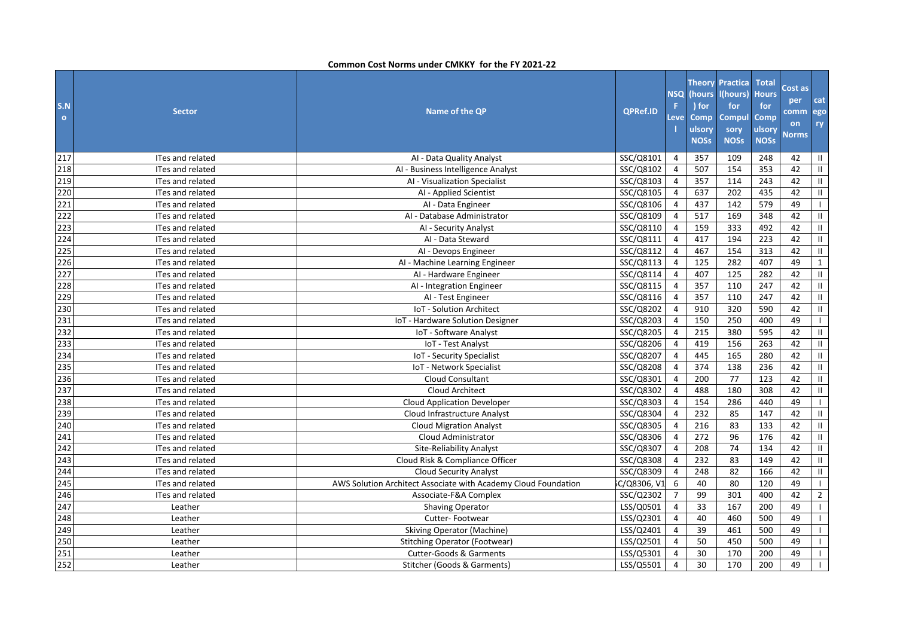**Common Cost Norms under CMKKY for the FY 2021-22**

| S.No | Sector | Name of the QP | QPRef.ID | NSQF Level | Theory (hours) for Compulsory NOSs | Practical(hours) for Compulsory NOSs | Total Hours for Compulsory NOSs | Cost as per common Norms | category |
|---|---|---|---|---|---|---|---|---|---|
| 217 | ITes and related | AI - Data Quality Analyst | SSC/Q8101 | 4 | 357 | 109 | 248 | 42 | II |
| 218 | ITes and related | AI - Business Intelligence Analyst | SSC/Q8102 | 4 | 507 | 154 | 353 | 42 | II |
| 219 | ITes and related | AI - Visualization Specialist | SSC/Q8103 | 4 | 357 | 114 | 243 | 42 | II |
| 220 | ITes and related | AI - Applied Scientist | SSC/Q8105 | 4 | 637 | 202 | 435 | 42 | II |
| 221 | ITes and related | AI - Data Engineer | SSC/Q8106 | 4 | 437 | 142 | 579 | 49 | I |
| 222 | ITes and related | AI - Database Administrator | SSC/Q8109 | 4 | 517 | 169 | 348 | 42 | II |
| 223 | ITes and related | AI - Security Analyst | SSC/Q8110 | 4 | 159 | 333 | 492 | 42 | II |
| 224 | ITes and related | AI - Data Steward | SSC/Q8111 | 4 | 417 | 194 | 223 | 42 | II |
| 225 | ITes and related | AI - Devops Engineer | SSC/Q8112 | 4 | 467 | 154 | 313 | 42 | II |
| 226 | ITes and related | AI - Machine Learning Engineer | SSC/Q8113 | 4 | 125 | 282 | 407 | 49 | 1 |
| 227 | ITes and related | AI - Hardware Engineer | SSC/Q8114 | 4 | 407 | 125 | 282 | 42 | II |
| 228 | ITes and related | AI - Integration Engineer | SSC/Q8115 | 4 | 357 | 110 | 247 | 42 | II |
| 229 | ITes and related | AI - Test Engineer | SSC/Q8116 | 4 | 357 | 110 | 247 | 42 | II |
| 230 | ITes and related | IoT - Solution Architect | SSC/Q8202 | 4 | 910 | 320 | 590 | 42 | II |
| 231 | ITes and related | IoT - Hardware Solution Designer | SSC/Q8203 | 4 | 150 | 250 | 400 | 49 | I |
| 232 | ITes and related | IoT - Software Analyst | SSC/Q8205 | 4 | 215 | 380 | 595 | 42 | II |
| 233 | ITes and related | IoT - Test Analyst | SSC/Q8206 | 4 | 419 | 156 | 263 | 42 | II |
| 234 | ITes and related | IoT - Security Specialist | SSC/Q8207 | 4 | 445 | 165 | 280 | 42 | II |
| 235 | ITes and related | IoT - Network Specialist | SSC/Q8208 | 4 | 374 | 138 | 236 | 42 | II |
| 236 | ITes and related | Cloud Consultant | SSC/Q8301 | 4 | 200 | 77 | 123 | 42 | II |
| 237 | ITes and related | Cloud Architect | SSC/Q8302 | 4 | 488 | 180 | 308 | 42 | II |
| 238 | ITes and related | Cloud Application Developer | SSC/Q8303 | 4 | 154 | 286 | 440 | 49 | I |
| 239 | ITes and related | Cloud Infrastructure Analyst | SSC/Q8304 | 4 | 232 | 85 | 147 | 42 | II |
| 240 | ITes and related | Cloud Migration Analyst | SSC/Q8305 | 4 | 216 | 83 | 133 | 42 | II |
| 241 | ITes and related | Cloud Administrator | SSC/Q8306 | 4 | 272 | 96 | 176 | 42 | II |
| 242 | ITes and related | Site-Reliability Analyst | SSC/Q8307 | 4 | 208 | 74 | 134 | 42 | II |
| 243 | ITes and related | Cloud Risk & Compliance Officer | SSC/Q8308 | 4 | 232 | 83 | 149 | 42 | II |
| 244 | ITes and related | Cloud Security Analyst | SSC/Q8309 | 4 | 248 | 82 | 166 | 42 | II |
| 245 | ITes and related | AWS Solution Architect Associate with Academy Cloud Foundation | C/Q8306, V1 | 6 | 40 | 80 | 120 | 49 | I |
| 246 | ITes and related | Associate-F&A Complex | SSC/Q2302 | 7 | 99 | 301 | 400 | 42 | 2 |
| 247 | Leather | Shaving Operator | LSS/Q0501 | 4 | 33 | 167 | 200 | 49 | I |
| 248 | Leather | Cutter- Footwear | LSS/Q2301 | 4 | 40 | 460 | 500 | 49 | I |
| 249 | Leather | Skiving Operator (Machine) | LSS/Q2401 | 4 | 39 | 461 | 500 | 49 | I |
| 250 | Leather | Stitching Operator (Footwear) | LSS/Q2501 | 4 | 50 | 450 | 500 | 49 | I |
| 251 | Leather | Cutter-Goods & Garments | LSS/Q5301 | 4 | 30 | 170 | 200 | 49 | I |
| 252 | Leather | Stitcher (Goods & Garments) | LSS/Q5501 | 4 | 30 | 170 | 200 | 49 | I |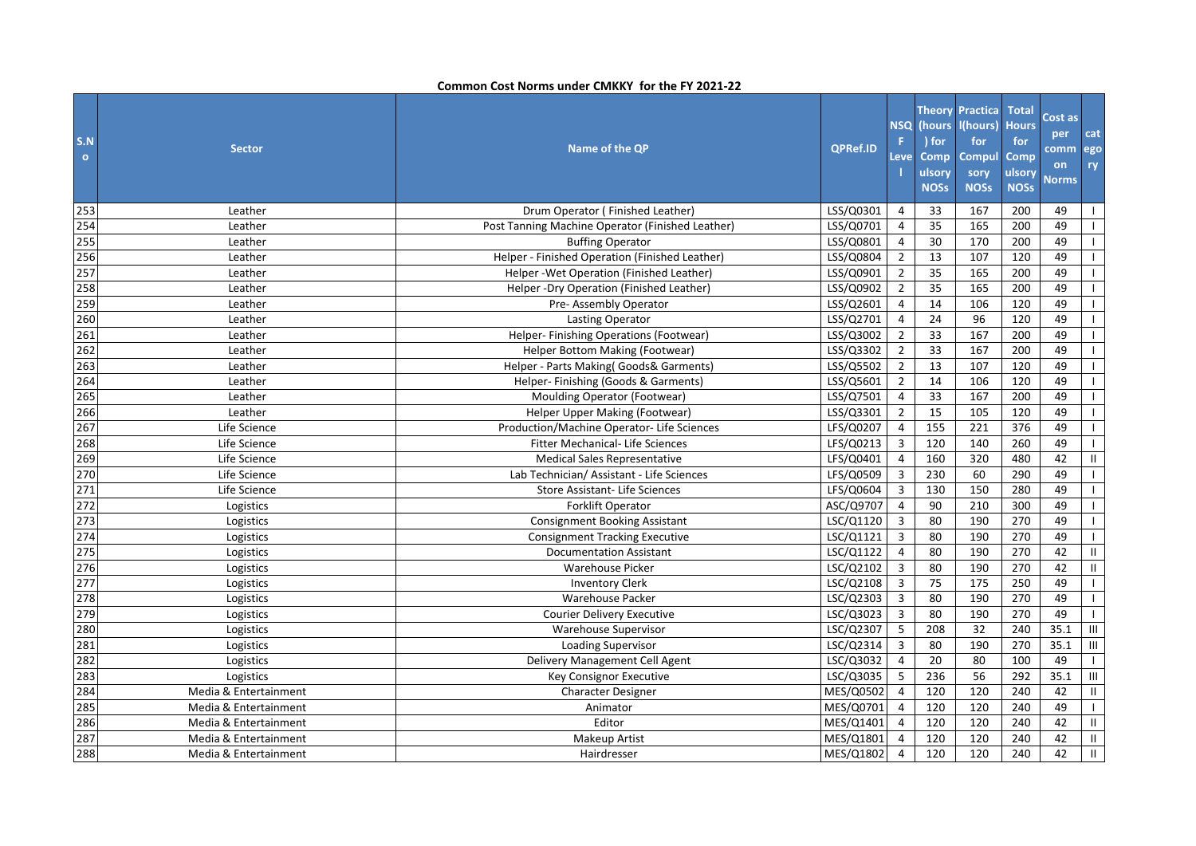**Common Cost Norms under CMKKY for the FY 2021-22**

| S.No | Sector | Name of the QP | QPRef.ID | NSQF Level | Theory (hours) for Compulsory NOSs | Practical(hours) for Compulsory NOSs | Total Hours for Compulsory NOSs | Cost as per common Norms | category |
|---|---|---|---|---|---|---|---|---|---|
| 253 | Leather | Drum Operator ( Finished Leather) | LSS/Q0301 | 4 | 33 | 167 | 200 | 49 | I |
| 254 | Leather | Post Tanning Machine Operator (Finished Leather) | LSS/Q0701 | 4 | 35 | 165 | 200 | 49 | I |
| 255 | Leather | Buffing Operator | LSS/Q0801 | 4 | 30 | 170 | 200 | 49 | I |
| 256 | Leather | Helper - Finished Operation (Finished Leather) | LSS/Q0804 | 2 | 13 | 107 | 120 | 49 | I |
| 257 | Leather | Helper -Wet Operation (Finished Leather) | LSS/Q0901 | 2 | 35 | 165 | 200 | 49 | I |
| 258 | Leather | Helper -Dry Operation (Finished Leather) | LSS/Q0902 | 2 | 35 | 165 | 200 | 49 | I |
| 259 | Leather | Pre- Assembly Operator | LSS/Q2601 | 4 | 14 | 106 | 120 | 49 | I |
| 260 | Leather | Lasting Operator | LSS/Q2701 | 4 | 24 | 96 | 120 | 49 | I |
| 261 | Leather | Helper- Finishing Operations (Footwear) | LSS/Q3002 | 2 | 33 | 167 | 200 | 49 | I |
| 262 | Leather | Helper Bottom Making (Footwear) | LSS/Q3302 | 2 | 33 | 167 | 200 | 49 | I |
| 263 | Leather | Helper - Parts Making( Goods& Garments) | LSS/Q5502 | 2 | 13 | 107 | 120 | 49 | I |
| 264 | Leather | Helper- Finishing (Goods & Garments) | LSS/Q5601 | 2 | 14 | 106 | 120 | 49 | I |
| 265 | Leather | Moulding Operator (Footwear) | LSS/Q7501 | 4 | 33 | 167 | 200 | 49 | I |
| 266 | Leather | Helper Upper Making (Footwear) | LSS/Q3301 | 2 | 15 | 105 | 120 | 49 | I |
| 267 | Life Science | Production/Machine Operator- Life Sciences | LFS/Q0207 | 4 | 155 | 221 | 376 | 49 | I |
| 268 | Life Science | Fitter Mechanical- Life Sciences | LFS/Q0213 | 3 | 120 | 140 | 260 | 49 | I |
| 269 | Life Science | Medical Sales Representative | LFS/Q0401 | 4 | 160 | 320 | 480 | 42 | II |
| 270 | Life Science | Lab Technician/ Assistant - Life Sciences | LFS/Q0509 | 3 | 230 | 60 | 290 | 49 | I |
| 271 | Life Science | Store Assistant- Life Sciences | LFS/Q0604 | 3 | 130 | 150 | 280 | 49 | I |
| 272 | Logistics | Forklift Operator | ASC/Q9707 | 4 | 90 | 210 | 300 | 49 | I |
| 273 | Logistics | Consignment Booking Assistant | LSC/Q1120 | 3 | 80 | 190 | 270 | 49 | I |
| 274 | Logistics | Consignment Tracking Executive | LSC/Q1121 | 3 | 80 | 190 | 270 | 49 | I |
| 275 | Logistics | Documentation Assistant | LSC/Q1122 | 4 | 80 | 190 | 270 | 42 | II |
| 276 | Logistics | Warehouse Picker | LSC/Q2102 | 3 | 80 | 190 | 270 | 42 | II |
| 277 | Logistics | Inventory Clerk | LSC/Q2108 | 3 | 75 | 175 | 250 | 49 | I |
| 278 | Logistics | Warehouse Packer | LSC/Q2303 | 3 | 80 | 190 | 270 | 49 | I |
| 279 | Logistics | Courier Delivery Executive | LSC/Q3023 | 3 | 80 | 190 | 270 | 49 | I |
| 280 | Logistics | Warehouse Supervisor | LSC/Q2307 | 5 | 208 | 32 | 240 | 35.1 | III |
| 281 | Logistics | Loading Supervisor | LSC/Q2314 | 3 | 80 | 190 | 270 | 35.1 | III |
| 282 | Logistics | Delivery Management Cell Agent | LSC/Q3032 | 4 | 20 | 80 | 100 | 49 | I |
| 283 | Logistics | Key Consignor Executive | LSC/Q3035 | 5 | 236 | 56 | 292 | 35.1 | III |
| 284 | Media & Entertainment | Character Designer | MES/Q0502 | 4 | 120 | 120 | 240 | 42 | II |
| 285 | Media & Entertainment | Animator | MES/Q0701 | 4 | 120 | 120 | 240 | 49 | I |
| 286 | Media & Entertainment | Editor | MES/Q1401 | 4 | 120 | 120 | 240 | 42 | II |
| 287 | Media & Entertainment | Makeup Artist | MES/Q1801 | 4 | 120 | 120 | 240 | 42 | II |
| 288 | Media & Entertainment | Hairdresser | MES/Q1802 | 4 | 120 | 120 | 240 | 42 | II |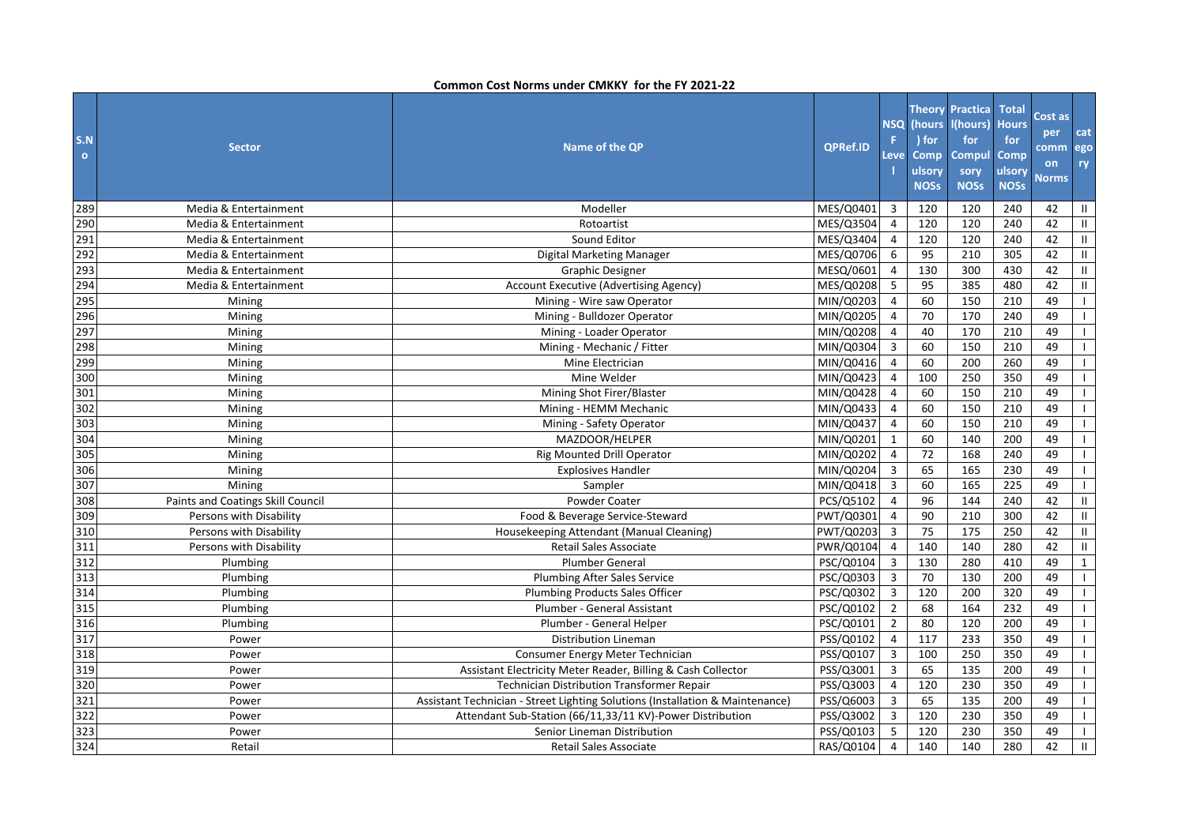**Common Cost Norms under CMKKY for the FY 2021-22**

| S.No | Sector | Name of the QP | QPRef.ID | NSQF Level | Theory (hours) for Compulsory NOSs | Practical(hours) for Compulsory NOSs | Total Hours for Compulsory NOSs | Cost as per common Norms | category |
|---|---|---|---|---|---|---|---|---|---|
| 289 | Media & Entertainment | Modeller | MES/Q0401 | 3 | 120 | 120 | 240 | 42 | II |
| 290 | Media & Entertainment | Rotoartist | MES/Q3504 | 4 | 120 | 120 | 240 | 42 | II |
| 291 | Media & Entertainment | Sound Editor | MES/Q3404 | 4 | 120 | 120 | 240 | 42 | II |
| 292 | Media & Entertainment | Digital Marketing Manager | MES/Q0706 | 6 | 95 | 210 | 305 | 42 | II |
| 293 | Media & Entertainment | Graphic Designer | MESQ/0601 | 4 | 130 | 300 | 430 | 42 | II |
| 294 | Media & Entertainment | Account Executive (Advertising Agency) | MES/Q0208 | 5 | 95 | 385 | 480 | 42 | II |
| 295 | Mining | Mining - Wire saw Operator | MIN/Q0203 | 4 | 60 | 150 | 210 | 49 | I |
| 296 | Mining | Mining - Bulldozer Operator | MIN/Q0205 | 4 | 70 | 170 | 240 | 49 | I |
| 297 | Mining | Mining - Loader Operator | MIN/Q0208 | 4 | 40 | 170 | 210 | 49 | I |
| 298 | Mining | Mining - Mechanic / Fitter | MIN/Q0304 | 3 | 60 | 150 | 210 | 49 | I |
| 299 | Mining | Mine Electrician | MIN/Q0416 | 4 | 60 | 200 | 260 | 49 | I |
| 300 | Mining | Mine Welder | MIN/Q0423 | 4 | 100 | 250 | 350 | 49 | I |
| 301 | Mining | Mining Shot Firer/Blaster | MIN/Q0428 | 4 | 60 | 150 | 210 | 49 | I |
| 302 | Mining | Mining - HEMM Mechanic | MIN/Q0433 | 4 | 60 | 150 | 210 | 49 | I |
| 303 | Mining | Mining - Safety Operator | MIN/Q0437 | 4 | 60 | 150 | 210 | 49 | I |
| 304 | Mining | MAZDOOR/HELPER | MIN/Q0201 | 1 | 60 | 140 | 200 | 49 | I |
| 305 | Mining | Rig Mounted Drill Operator | MIN/Q0202 | 4 | 72 | 168 | 240 | 49 | I |
| 306 | Mining | Explosives Handler | MIN/Q0204 | 3 | 65 | 165 | 230 | 49 | I |
| 307 | Mining | Sampler | MIN/Q0418 | 3 | 60 | 165 | 225 | 49 | I |
| 308 | Paints and Coatings Skill Council | Powder Coater | PCS/Q5102 | 4 | 96 | 144 | 240 | 42 | II |
| 309 | Persons with Disability | Food & Beverage Service-Steward | PWT/Q0301 | 4 | 90 | 210 | 300 | 42 | II |
| 310 | Persons with Disability | Housekeeping Attendant (Manual Cleaning) | PWT/Q0203 | 3 | 75 | 175 | 250 | 42 | II |
| 311 | Persons with Disability | Retail Sales Associate | PWR/Q0104 | 4 | 140 | 140 | 280 | 42 | II |
| 312 | Plumbing | Plumber General | PSC/Q0104 | 3 | 130 | 280 | 410 | 49 | 1 |
| 313 | Plumbing | Plumbing After Sales Service | PSC/Q0303 | 3 | 70 | 130 | 200 | 49 | I |
| 314 | Plumbing | Plumbing Products Sales Officer | PSC/Q0302 | 3 | 120 | 200 | 320 | 49 | I |
| 315 | Plumbing | Plumber - General Assistant | PSC/Q0102 | 2 | 68 | 164 | 232 | 49 | I |
| 316 | Plumbing | Plumber - General Helper | PSC/Q0101 | 2 | 80 | 120 | 200 | 49 | I |
| 317 | Power | Distribution Lineman | PSS/Q0102 | 4 | 117 | 233 | 350 | 49 | I |
| 318 | Power | Consumer Energy Meter Technician | PSS/Q0107 | 3 | 100 | 250 | 350 | 49 | I |
| 319 | Power | Assistant Electricity Meter Reader, Billing & Cash Collector | PSS/Q3001 | 3 | 65 | 135 | 200 | 49 | I |
| 320 | Power | Technician Distribution Transformer Repair | PSS/Q3003 | 4 | 120 | 230 | 350 | 49 | I |
| 321 | Power | Assistant Technician - Street Lighting Solutions (Installation & Maintenance) | PSS/Q6003 | 3 | 65 | 135 | 200 | 49 | I |
| 322 | Power | Attendant Sub-Station (66/11,33/11 KV)-Power Distribution | PSS/Q3002 | 3 | 120 | 230 | 350 | 49 | I |
| 323 | Power | Senior Lineman Distribution | PSS/Q0103 | 5 | 120 | 230 | 350 | 49 | I |
| 324 | Retail | Retail Sales Associate | RAS/Q0104 | 4 | 140 | 140 | 280 | 42 | II |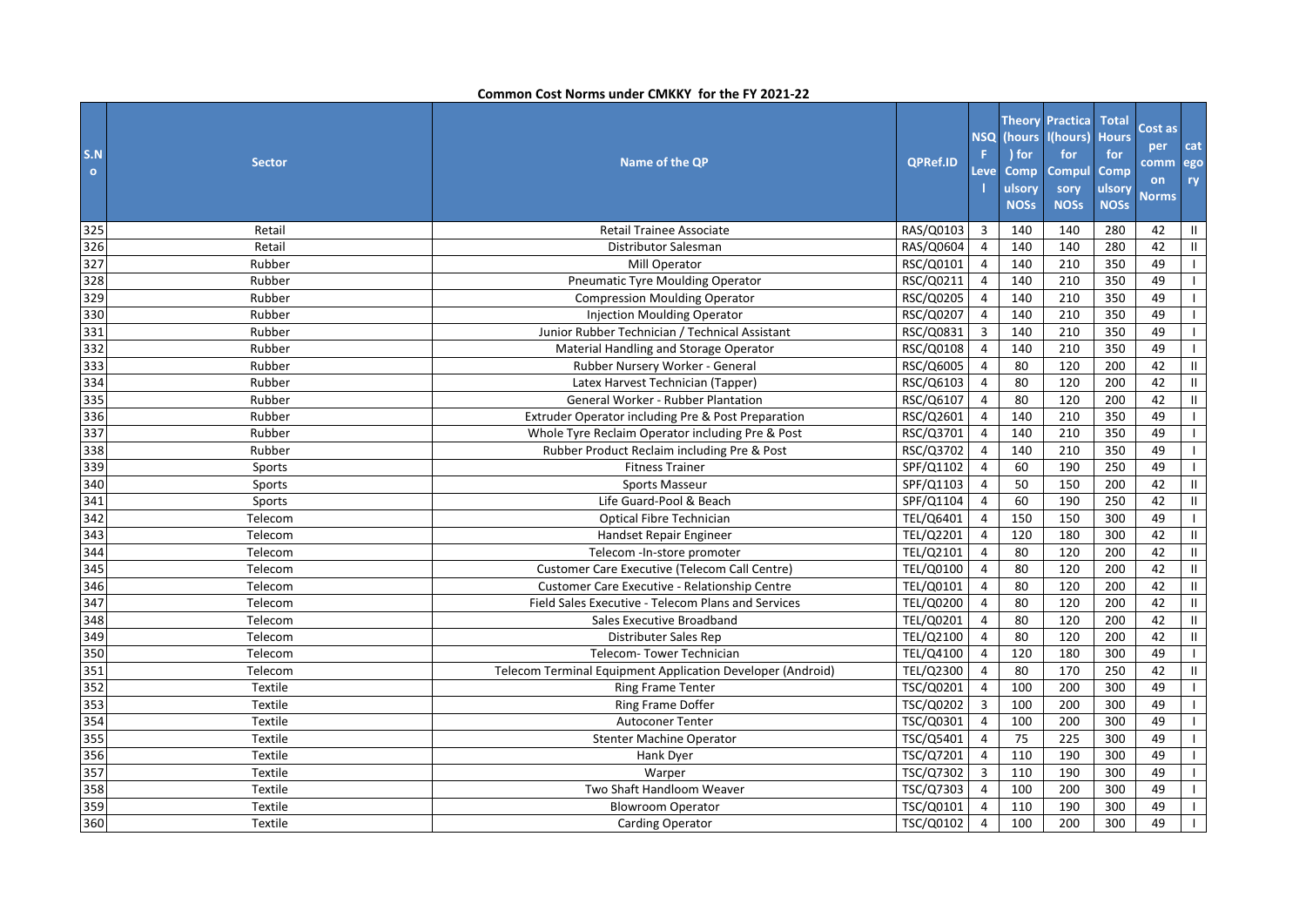**Common Cost Norms under CMKKY for the FY 2021-22**

| S.No | Sector | Name of the QP | QPRef.ID | NSQF Level | Theory (hours) for Compulsory NOSs | Practical(hours) for Compulsory NOSs | Total Hours for Compulsory NOSs | Cost as per common Norms | category |
|---|---|---|---|---|---|---|---|---|---|
| 325 | Retail | Retail Trainee Associate | RAS/Q0103 | 3 | 140 | 140 | 280 | 42 | II |
| 326 | Retail | Distributor Salesman | RAS/Q0604 | 4 | 140 | 140 | 280 | 42 | II |
| 327 | Rubber | Mill Operator | RSC/Q0101 | 4 | 140 | 210 | 350 | 49 | I |
| 328 | Rubber | Pneumatic Tyre Moulding Operator | RSC/Q0211 | 4 | 140 | 210 | 350 | 49 | I |
| 329 | Rubber | Compression Moulding Operator | RSC/Q0205 | 4 | 140 | 210 | 350 | 49 | I |
| 330 | Rubber | Injection Moulding Operator | RSC/Q0207 | 4 | 140 | 210 | 350 | 49 | I |
| 331 | Rubber | Junior Rubber Technician / Technical Assistant | RSC/Q0831 | 3 | 140 | 210 | 350 | 49 | I |
| 332 | Rubber | Material Handling and Storage Operator | RSC/Q0108 | 4 | 140 | 210 | 350 | 49 | I |
| 333 | Rubber | Rubber Nursery Worker - General | RSC/Q6005 | 4 | 80 | 120 | 200 | 42 | II |
| 334 | Rubber | Latex Harvest Technician (Tapper) | RSC/Q6103 | 4 | 80 | 120 | 200 | 42 | II |
| 335 | Rubber | General Worker - Rubber Plantation | RSC/Q6107 | 4 | 80 | 120 | 200 | 42 | II |
| 336 | Rubber | Extruder Operator including Pre & Post Preparation | RSC/Q2601 | 4 | 140 | 210 | 350 | 49 | I |
| 337 | Rubber | Whole Tyre Reclaim Operator including Pre & Post | RSC/Q3701 | 4 | 140 | 210 | 350 | 49 | I |
| 338 | Rubber | Rubber Product Reclaim including Pre & Post | RSC/Q3702 | 4 | 140 | 210 | 350 | 49 | I |
| 339 | Sports | Fitness Trainer | SPF/Q1102 | 4 | 60 | 190 | 250 | 49 | I |
| 340 | Sports | Sports Masseur | SPF/Q1103 | 4 | 50 | 150 | 200 | 42 | II |
| 341 | Sports | Life Guard-Pool & Beach | SPF/Q1104 | 4 | 60 | 190 | 250 | 42 | II |
| 342 | Telecom | Optical Fibre Technician | TEL/Q6401 | 4 | 150 | 150 | 300 | 49 | I |
| 343 | Telecom | Handset Repair Engineer | TEL/Q2201 | 4 | 120 | 180 | 300 | 42 | II |
| 344 | Telecom | Telecom -In-store promoter | TEL/Q2101 | 4 | 80 | 120 | 200 | 42 | II |
| 345 | Telecom | Customer Care Executive (Telecom Call Centre) | TEL/Q0100 | 4 | 80 | 120 | 200 | 42 | II |
| 346 | Telecom | Customer Care Executive - Relationship Centre | TEL/Q0101 | 4 | 80 | 120 | 200 | 42 | II |
| 347 | Telecom | Field Sales Executive - Telecom Plans and Services | TEL/Q0200 | 4 | 80 | 120 | 200 | 42 | II |
| 348 | Telecom | Sales Executive Broadband | TEL/Q0201 | 4 | 80 | 120 | 200 | 42 | II |
| 349 | Telecom | Distributer Sales Rep | TEL/Q2100 | 4 | 80 | 120 | 200 | 42 | II |
| 350 | Telecom | Telecom- Tower Technician | TEL/Q4100 | 4 | 120 | 180 | 300 | 49 | I |
| 351 | Telecom | Telecom Terminal Equipment Application Developer (Android) | TEL/Q2300 | 4 | 80 | 170 | 250 | 42 | II |
| 352 | Textile | Ring Frame Tenter | TSC/Q0201 | 4 | 100 | 200 | 300 | 49 | I |
| 353 | Textile | Ring Frame Doffer | TSC/Q0202 | 3 | 100 | 200 | 300 | 49 | I |
| 354 | Textile | Autoconer Tenter | TSC/Q0301 | 4 | 100 | 200 | 300 | 49 | I |
| 355 | Textile | Stenter Machine Operator | TSC/Q5401 | 4 | 75 | 225 | 300 | 49 | I |
| 356 | Textile | Hank Dyer | TSC/Q7201 | 4 | 110 | 190 | 300 | 49 | I |
| 357 | Textile | Warper | TSC/Q7302 | 3 | 110 | 190 | 300 | 49 | I |
| 358 | Textile | Two Shaft Handloom Weaver | TSC/Q7303 | 4 | 100 | 200 | 300 | 49 | I |
| 359 | Textile | Blowroom Operator | TSC/Q0101 | 4 | 110 | 190 | 300 | 49 | I |
| 360 | Textile | Carding Operator | TSC/Q0102 | 4 | 100 | 200 | 300 | 49 | I |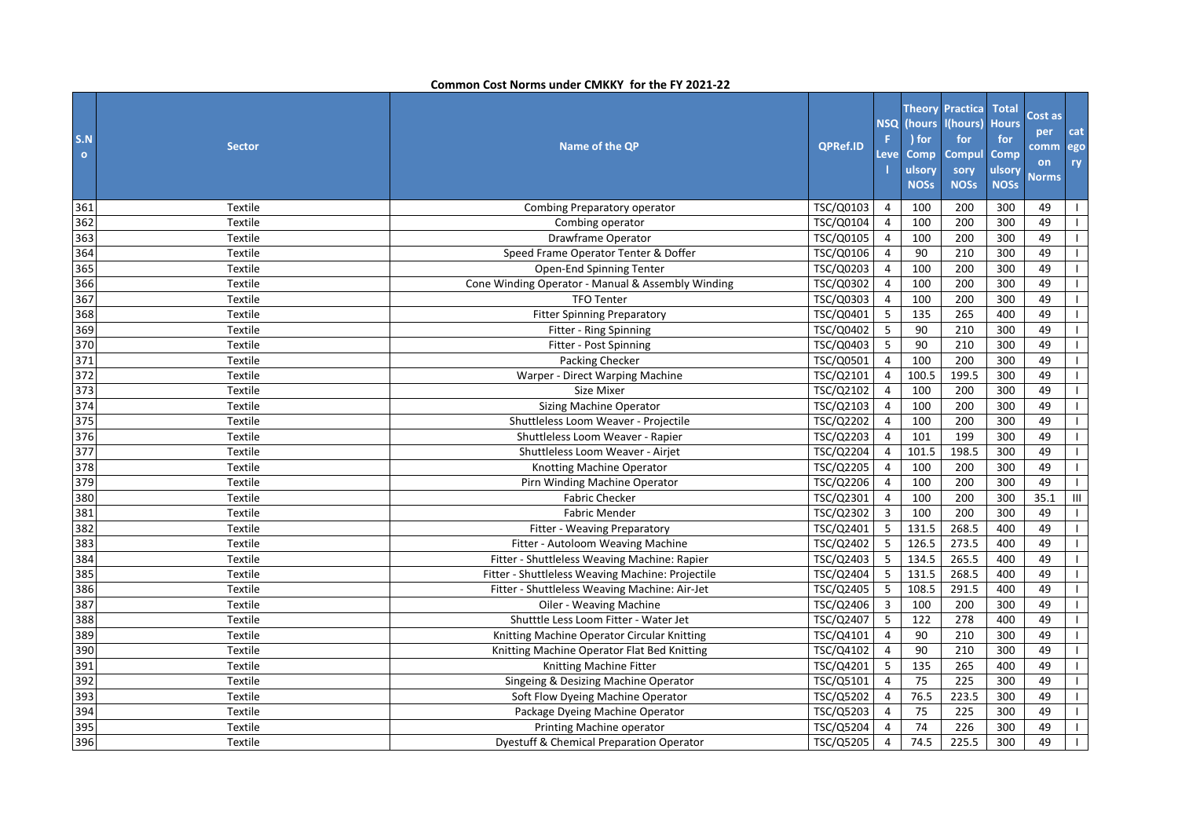**Common Cost Norms under CMKKY for the FY 2021-22**

| S.No | Sector | Name of the QP | QPRef.ID | NSQF Level | Theory (hours) for Compulsory NOSs | Practical(hours) for Compulsory NOSs | Total Hours for Compulsory NOSs | Cost as per common Norms | category |
|---|---|---|---|---|---|---|---|---|---|
| 361 | Textile | Combing Preparatory operator | TSC/Q0103 | 4 | 100 | 200 | 300 | 49 | I |
| 362 | Textile | Combing operator | TSC/Q0104 | 4 | 100 | 200 | 300 | 49 | I |
| 363 | Textile | Drawframe Operator | TSC/Q0105 | 4 | 100 | 200 | 300 | 49 | I |
| 364 | Textile | Speed Frame Operator Tenter & Doffer | TSC/Q0106 | 4 | 90 | 210 | 300 | 49 | I |
| 365 | Textile | Open-End Spinning Tenter | TSC/Q0203 | 4 | 100 | 200 | 300 | 49 | I |
| 366 | Textile | Cone Winding Operator - Manual & Assembly Winding | TSC/Q0302 | 4 | 100 | 200 | 300 | 49 | I |
| 367 | Textile | TFO Tenter | TSC/Q0303 | 4 | 100 | 200 | 300 | 49 | I |
| 368 | Textile | Fitter Spinning Preparatory | TSC/Q0401 | 5 | 135 | 265 | 400 | 49 | I |
| 369 | Textile | Fitter - Ring Spinning | TSC/Q0402 | 5 | 90 | 210 | 300 | 49 | I |
| 370 | Textile | Fitter - Post Spinning | TSC/Q0403 | 5 | 90 | 210 | 300 | 49 | I |
| 371 | Textile | Packing Checker | TSC/Q0501 | 4 | 100 | 200 | 300 | 49 | I |
| 372 | Textile | Warper - Direct Warping Machine | TSC/Q2101 | 4 | 100.5 | 199.5 | 300 | 49 | I |
| 373 | Textile | Size Mixer | TSC/Q2102 | 4 | 100 | 200 | 300 | 49 | I |
| 374 | Textile | Sizing Machine Operator | TSC/Q2103 | 4 | 100 | 200 | 300 | 49 | I |
| 375 | Textile | Shuttleless Loom Weaver - Projectile | TSC/Q2202 | 4 | 100 | 200 | 300 | 49 | I |
| 376 | Textile | Shuttleless Loom Weaver - Rapier | TSC/Q2203 | 4 | 101 | 199 | 300 | 49 | I |
| 377 | Textile | Shuttleless Loom Weaver - Airjet | TSC/Q2204 | 4 | 101.5 | 198.5 | 300 | 49 | I |
| 378 | Textile | Knotting Machine Operator | TSC/Q2205 | 4 | 100 | 200 | 300 | 49 | I |
| 379 | Textile | Pirn Winding Machine Operator | TSC/Q2206 | 4 | 100 | 200 | 300 | 49 | I |
| 380 | Textile | Fabric Checker | TSC/Q2301 | 4 | 100 | 200 | 300 | 35.1 | III |
| 381 | Textile | Fabric Mender | TSC/Q2302 | 3 | 100 | 200 | 300 | 49 | I |
| 382 | Textile | Fitter - Weaving Preparatory | TSC/Q2401 | 5 | 131.5 | 268.5 | 400 | 49 | I |
| 383 | Textile | Fitter - Autoloom Weaving Machine | TSC/Q2402 | 5 | 126.5 | 273.5 | 400 | 49 | I |
| 384 | Textile | Fitter - Shuttleless Weaving Machine: Rapier | TSC/Q2403 | 5 | 134.5 | 265.5 | 400 | 49 | I |
| 385 | Textile | Fitter - Shuttleless Weaving Machine: Projectile | TSC/Q2404 | 5 | 131.5 | 268.5 | 400 | 49 | I |
| 386 | Textile | Fitter - Shuttleless Weaving Machine: Air-Jet | TSC/Q2405 | 5 | 108.5 | 291.5 | 400 | 49 | I |
| 387 | Textile | Oiler - Weaving Machine | TSC/Q2406 | 3 | 100 | 200 | 300 | 49 | I |
| 388 | Textile | Shutttle Less Loom Fitter - Water Jet | TSC/Q2407 | 5 | 122 | 278 | 400 | 49 | I |
| 389 | Textile | Knitting Machine Operator Circular Knitting | TSC/Q4101 | 4 | 90 | 210 | 300 | 49 | I |
| 390 | Textile | Knitting Machine Operator Flat Bed Knitting | TSC/Q4102 | 4 | 90 | 210 | 300 | 49 | I |
| 391 | Textile | Knitting Machine Fitter | TSC/Q4201 | 5 | 135 | 265 | 400 | 49 | I |
| 392 | Textile | Singeing & Desizing Machine Operator | TSC/Q5101 | 4 | 75 | 225 | 300 | 49 | I |
| 393 | Textile | Soft Flow Dyeing Machine Operator | TSC/Q5202 | 4 | 76.5 | 223.5 | 300 | 49 | I |
| 394 | Textile | Package Dyeing Machine Operator | TSC/Q5203 | 4 | 75 | 225 | 300 | 49 | I |
| 395 | Textile | Printing Machine operator | TSC/Q5204 | 4 | 74 | 226 | 300 | 49 | I |
| 396 | Textile | Dyestuff & Chemical Preparation Operator | TSC/Q5205 | 4 | 74.5 | 225.5 | 300 | 49 | I |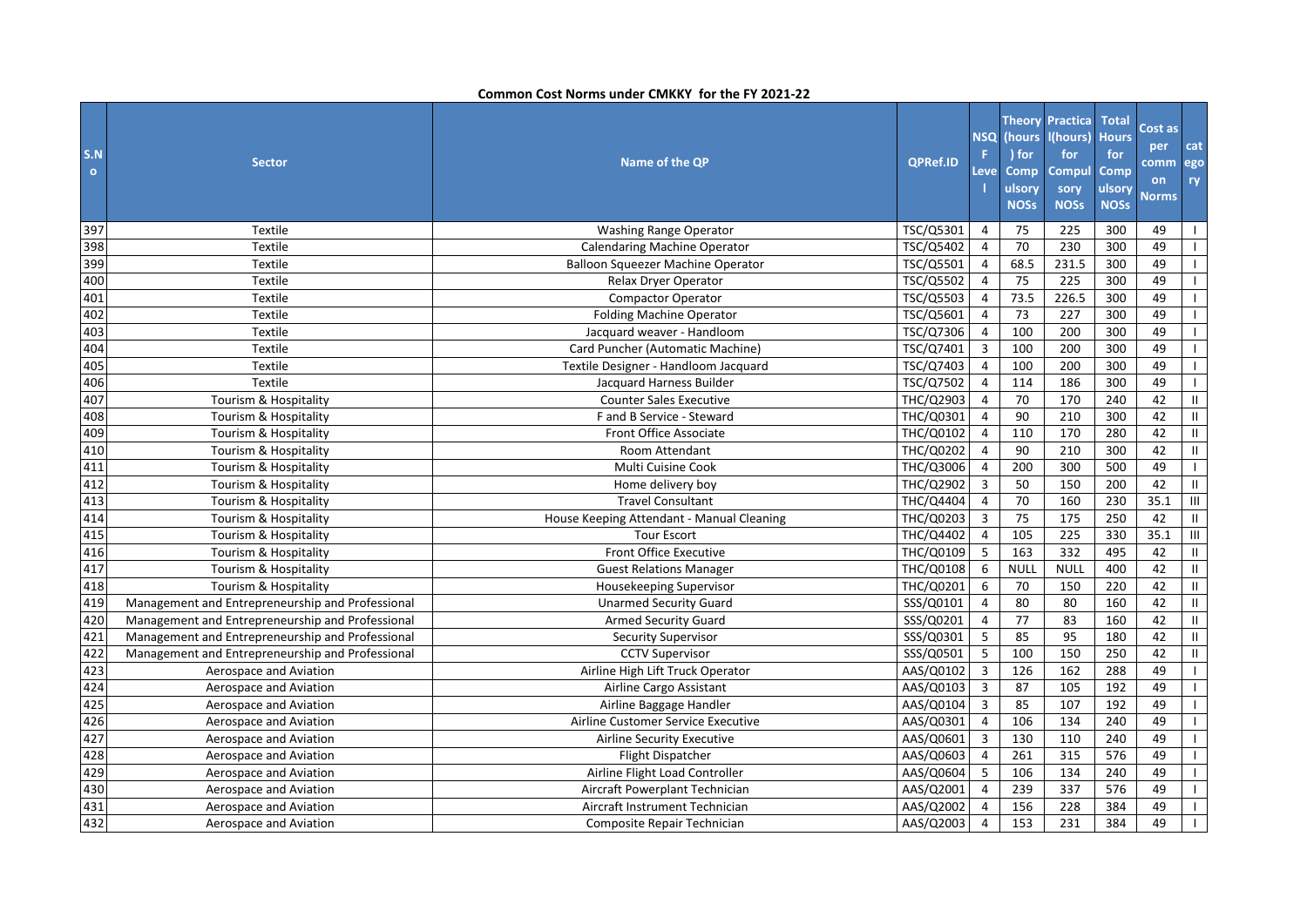**Common Cost Norms under CMKKY for the FY 2021-22**

| S.No | Sector | Name of the QP | QPRef.ID | NSQF Level | Theory (hours) for Compulsory NOSs | Practical(hours) for Compulsory NOSs | Total Hours for Compulsory NOSs | Cost as per common Norms | category |
|---|---|---|---|---|---|---|---|---|---|
| 397 | Textile | Washing Range Operator | TSC/Q5301 | 4 | 75 | 225 | 300 | 49 | I |
| 398 | Textile | Calendaring Machine Operator | TSC/Q5402 | 4 | 70 | 230 | 300 | 49 | I |
| 399 | Textile | Balloon Squeezer Machine Operator | TSC/Q5501 | 4 | 68.5 | 231.5 | 300 | 49 | I |
| 400 | Textile | Relax Dryer Operator | TSC/Q5502 | 4 | 75 | 225 | 300 | 49 | I |
| 401 | Textile | Compactor Operator | TSC/Q5503 | 4 | 73.5 | 226.5 | 300 | 49 | I |
| 402 | Textile | Folding Machine Operator | TSC/Q5601 | 4 | 73 | 227 | 300 | 49 | I |
| 403 | Textile | Jacquard weaver - Handloom | TSC/Q7306 | 4 | 100 | 200 | 300 | 49 | I |
| 404 | Textile | Card Puncher (Automatic Machine) | TSC/Q7401 | 3 | 100 | 200 | 300 | 49 | I |
| 405 | Textile | Textile Designer - Handloom Jacquard | TSC/Q7403 | 4 | 100 | 200 | 300 | 49 | I |
| 406 | Textile | Jacquard Harness Builder | TSC/Q7502 | 4 | 114 | 186 | 300 | 49 | I |
| 407 | Tourism & Hospitality | Counter Sales Executive | THC/Q2903 | 4 | 70 | 170 | 240 | 42 | II |
| 408 | Tourism & Hospitality | F and B Service - Steward | THC/Q0301 | 4 | 90 | 210 | 300 | 42 | II |
| 409 | Tourism & Hospitality | Front Office Associate | THC/Q0102 | 4 | 110 | 170 | 280 | 42 | II |
| 410 | Tourism & Hospitality | Room Attendant | THC/Q0202 | 4 | 90 | 210 | 300 | 42 | II |
| 411 | Tourism & Hospitality | Multi Cuisine Cook | THC/Q3006 | 4 | 200 | 300 | 500 | 49 | I |
| 412 | Tourism & Hospitality | Home delivery boy | THC/Q2902 | 3 | 50 | 150 | 200 | 42 | II |
| 413 | Tourism & Hospitality | Travel Consultant | THC/Q4404 | 4 | 70 | 160 | 230 | 35.1 | III |
| 414 | Tourism & Hospitality | House Keeping Attendant - Manual Cleaning | THC/Q0203 | 3 | 75 | 175 | 250 | 42 | II |
| 415 | Tourism & Hospitality | Tour Escort | THC/Q4402 | 4 | 105 | 225 | 330 | 35.1 | III |
| 416 | Tourism & Hospitality | Front Office Executive | THC/Q0109 | 5 | 163 | 332 | 495 | 42 | II |
| 417 | Tourism & Hospitality | Guest Relations Manager | THC/Q0108 | 6 | NULL | NULL | 400 | 42 | II |
| 418 | Tourism & Hospitality | Housekeeping Supervisor | THC/Q0201 | 6 | 70 | 150 | 220 | 42 | II |
| 419 | Management and Entrepreneurship and Professional | Unarmed Security Guard | SSS/Q0101 | 4 | 80 | 80 | 160 | 42 | II |
| 420 | Management and Entrepreneurship and Professional | Armed Security Guard | SSS/Q0201 | 4 | 77 | 83 | 160 | 42 | II |
| 421 | Management and Entrepreneurship and Professional | Security Supervisor | SSS/Q0301 | 5 | 85 | 95 | 180 | 42 | II |
| 422 | Management and Entrepreneurship and Professional | CCTV Supervisor | SSS/Q0501 | 5 | 100 | 150 | 250 | 42 | II |
| 423 | Aerospace and Aviation | Airline High Lift Truck Operator | AAS/Q0102 | 3 | 126 | 162 | 288 | 49 | I |
| 424 | Aerospace and Aviation | Airline Cargo Assistant | AAS/Q0103 | 3 | 87 | 105 | 192 | 49 | I |
| 425 | Aerospace and Aviation | Airline Baggage Handler | AAS/Q0104 | 3 | 85 | 107 | 192 | 49 | I |
| 426 | Aerospace and Aviation | Airline Customer Service Executive | AAS/Q0301 | 4 | 106 | 134 | 240 | 49 | I |
| 427 | Aerospace and Aviation | Airline Security Executive | AAS/Q0601 | 3 | 130 | 110 | 240 | 49 | I |
| 428 | Aerospace and Aviation | Flight Dispatcher | AAS/Q0603 | 4 | 261 | 315 | 576 | 49 | I |
| 429 | Aerospace and Aviation | Airline Flight Load Controller | AAS/Q0604 | 5 | 106 | 134 | 240 | 49 | I |
| 430 | Aerospace and Aviation | Aircraft Powerplant Technician | AAS/Q2001 | 4 | 239 | 337 | 576 | 49 | I |
| 431 | Aerospace and Aviation | Aircraft Instrument Technician | AAS/Q2002 | 4 | 156 | 228 | 384 | 49 | I |
| 432 | Aerospace and Aviation | Composite Repair Technician | AAS/Q2003 | 4 | 153 | 231 | 384 | 49 | I |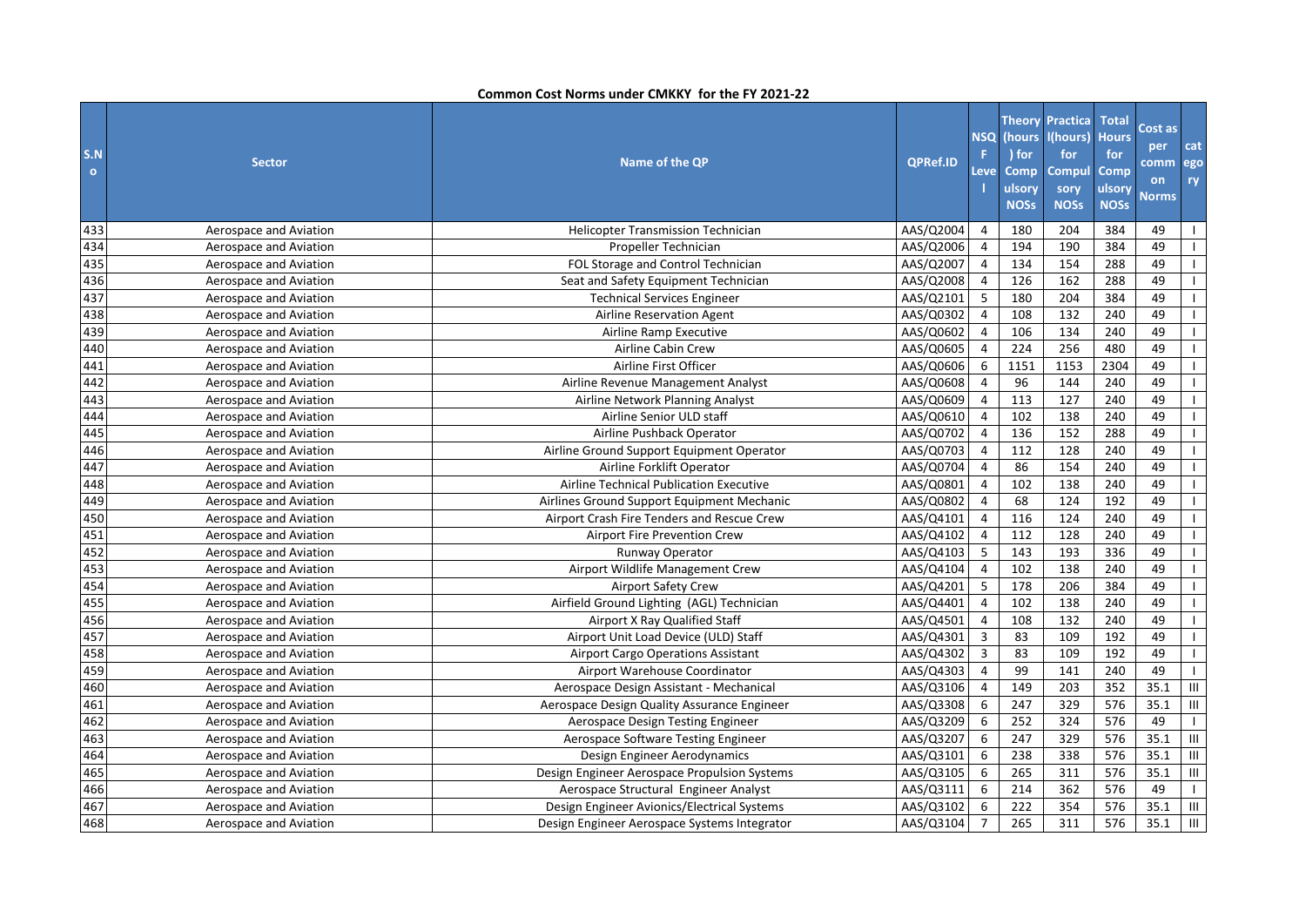**Common Cost Norms under CMKKY for the FY 2021-22**

| S.No | Sector | Name of the QP | QPRef.ID | NSQF Level | Theory (hours) for Compulsory NOSs | Practical(hours) for Compulsory NOSs | Total Hours for Compulsory NOSs | Cost as per common Norms | category |
|---|---|---|---|---|---|---|---|---|---|
| 433 | Aerospace and Aviation | Helicopter Transmission Technician | AAS/Q2004 | 4 | 180 | 204 | 384 | 49 | I |
| 434 | Aerospace and Aviation | Propeller Technician | AAS/Q2006 | 4 | 194 | 190 | 384 | 49 | I |
| 435 | Aerospace and Aviation | FOL Storage and Control Technician | AAS/Q2007 | 4 | 134 | 154 | 288 | 49 | I |
| 436 | Aerospace and Aviation | Seat and Safety Equipment Technician | AAS/Q2008 | 4 | 126 | 162 | 288 | 49 | I |
| 437 | Aerospace and Aviation | Technical Services Engineer | AAS/Q2101 | 5 | 180 | 204 | 384 | 49 | I |
| 438 | Aerospace and Aviation | Airline Reservation Agent | AAS/Q0302 | 4 | 108 | 132 | 240 | 49 | I |
| 439 | Aerospace and Aviation | Airline Ramp Executive | AAS/Q0602 | 4 | 106 | 134 | 240 | 49 | I |
| 440 | Aerospace and Aviation | Airline Cabin Crew | AAS/Q0605 | 4 | 224 | 256 | 480 | 49 | I |
| 441 | Aerospace and Aviation | Airline First Officer | AAS/Q0606 | 6 | 1151 | 1153 | 2304 | 49 | I |
| 442 | Aerospace and Aviation | Airline Revenue Management Analyst | AAS/Q0608 | 4 | 96 | 144 | 240 | 49 | I |
| 443 | Aerospace and Aviation | Airline Network Planning Analyst | AAS/Q0609 | 4 | 113 | 127 | 240 | 49 | I |
| 444 | Aerospace and Aviation | Airline Senior ULD staff | AAS/Q0610 | 4 | 102 | 138 | 240 | 49 | I |
| 445 | Aerospace and Aviation | Airline Pushback Operator | AAS/Q0702 | 4 | 136 | 152 | 288 | 49 | I |
| 446 | Aerospace and Aviation | Airline Ground Support Equipment Operator | AAS/Q0703 | 4 | 112 | 128 | 240 | 49 | I |
| 447 | Aerospace and Aviation | Airline Forklift Operator | AAS/Q0704 | 4 | 86 | 154 | 240 | 49 | I |
| 448 | Aerospace and Aviation | Airline Technical Publication Executive | AAS/Q0801 | 4 | 102 | 138 | 240 | 49 | I |
| 449 | Aerospace and Aviation | Airlines Ground Support Equipment Mechanic | AAS/Q0802 | 4 | 68 | 124 | 192 | 49 | I |
| 450 | Aerospace and Aviation | Airport Crash Fire Tenders and Rescue Crew | AAS/Q4101 | 4 | 116 | 124 | 240 | 49 | I |
| 451 | Aerospace and Aviation | Airport Fire Prevention Crew | AAS/Q4102 | 4 | 112 | 128 | 240 | 49 | I |
| 452 | Aerospace and Aviation | Runway Operator | AAS/Q4103 | 5 | 143 | 193 | 336 | 49 | I |
| 453 | Aerospace and Aviation | Airport Wildlife Management Crew | AAS/Q4104 | 4 | 102 | 138 | 240 | 49 | I |
| 454 | Aerospace and Aviation | Airport Safety Crew | AAS/Q4201 | 5 | 178 | 206 | 384 | 49 | I |
| 455 | Aerospace and Aviation | Airfield Ground Lighting (AGL) Technician | AAS/Q4401 | 4 | 102 | 138 | 240 | 49 | I |
| 456 | Aerospace and Aviation | Airport X Ray Qualified Staff | AAS/Q4501 | 4 | 108 | 132 | 240 | 49 | I |
| 457 | Aerospace and Aviation | Airport Unit Load Device (ULD) Staff | AAS/Q4301 | 3 | 83 | 109 | 192 | 49 | I |
| 458 | Aerospace and Aviation | Airport Cargo Operations Assistant | AAS/Q4302 | 3 | 83 | 109 | 192 | 49 | I |
| 459 | Aerospace and Aviation | Airport Warehouse Coordinator | AAS/Q4303 | 4 | 99 | 141 | 240 | 49 | I |
| 460 | Aerospace and Aviation | Aerospace Design Assistant - Mechanical | AAS/Q3106 | 4 | 149 | 203 | 352 | 35.1 | III |
| 461 | Aerospace and Aviation | Aerospace Design Quality Assurance Engineer | AAS/Q3308 | 6 | 247 | 329 | 576 | 35.1 | III |
| 462 | Aerospace and Aviation | Aerospace Design Testing Engineer | AAS/Q3209 | 6 | 252 | 324 | 576 | 49 | I |
| 463 | Aerospace and Aviation | Aerospace Software Testing Engineer | AAS/Q3207 | 6 | 247 | 329 | 576 | 35.1 | III |
| 464 | Aerospace and Aviation | Design Engineer Aerodynamics | AAS/Q3101 | 6 | 238 | 338 | 576 | 35.1 | III |
| 465 | Aerospace and Aviation | Design Engineer Aerospace Propulsion Systems | AAS/Q3105 | 6 | 265 | 311 | 576 | 35.1 | III |
| 466 | Aerospace and Aviation | Aerospace Structural Engineer Analyst | AAS/Q3111 | 6 | 214 | 362 | 576 | 49 | I |
| 467 | Aerospace and Aviation | Design Engineer Avionics/Electrical Systems | AAS/Q3102 | 6 | 222 | 354 | 576 | 35.1 | III |
| 468 | Aerospace and Aviation | Design Engineer Aerospace Systems Integrator | AAS/Q3104 | 7 | 265 | 311 | 576 | 35.1 | III |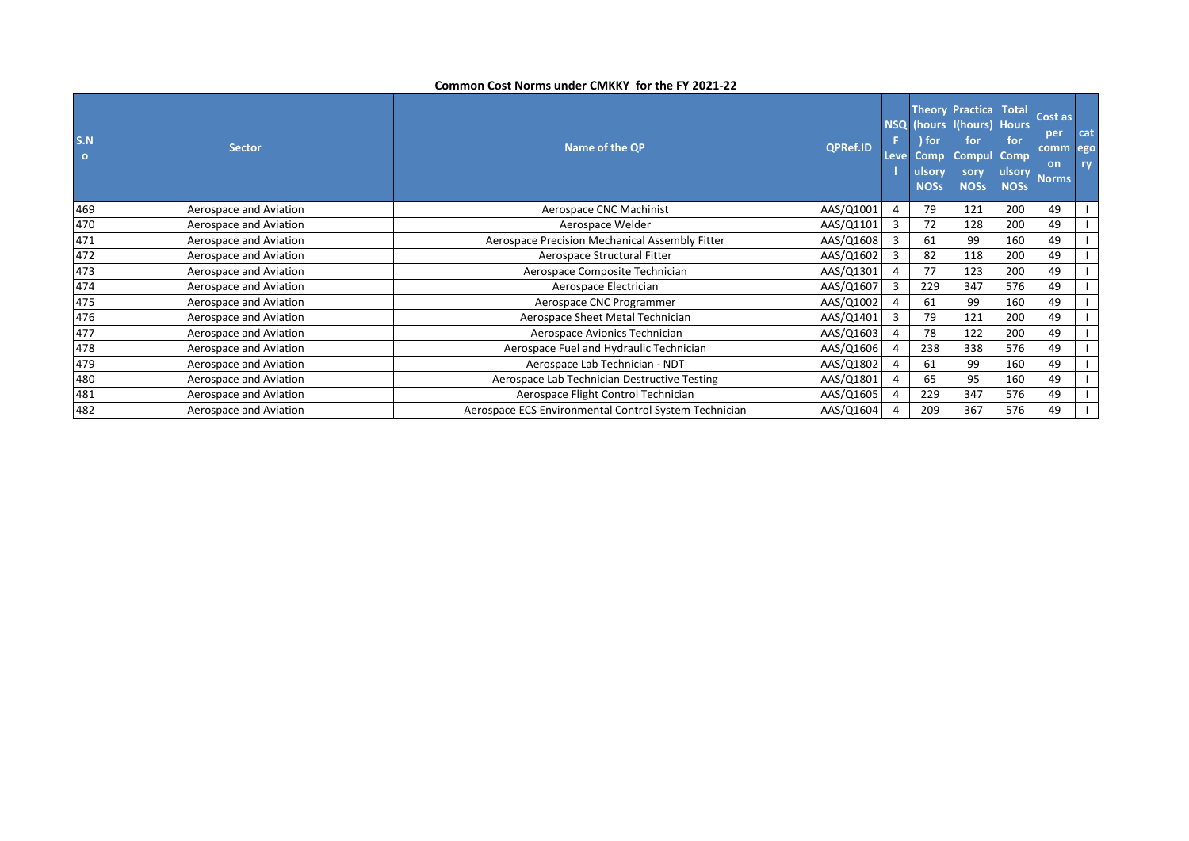**Common Cost Norms under CMKKY for the FY 2021-22**

| S.No | Sector | Name of the QP | QPRef.ID | NSQF Level | Theory (hours) for Compulsory NOSs | Practical(hours) for Compulsory NOSs | Total Hours for Compulsory NOSs | Cost as per common Norms | category |
|---|---|---|---|---|---|---|---|---|---|
| 469 | Aerospace and Aviation | Aerospace CNC Machinist | AAS/Q1001 | 4 | 79 | 121 | 200 | 49 | I |
| 470 | Aerospace and Aviation | Aerospace Welder | AAS/Q1101 | 3 | 72 | 128 | 200 | 49 | I |
| 471 | Aerospace and Aviation | Aerospace Precision Mechanical Assembly Fitter | AAS/Q1608 | 3 | 61 | 99 | 160 | 49 | I |
| 472 | Aerospace and Aviation | Aerospace Structural Fitter | AAS/Q1602 | 3 | 82 | 118 | 200 | 49 | I |
| 473 | Aerospace and Aviation | Aerospace Composite Technician | AAS/Q1301 | 4 | 77 | 123 | 200 | 49 | I |
| 474 | Aerospace and Aviation | Aerospace Electrician | AAS/Q1607 | 3 | 229 | 347 | 576 | 49 | I |
| 475 | Aerospace and Aviation | Aerospace CNC Programmer | AAS/Q1002 | 4 | 61 | 99 | 160 | 49 | I |
| 476 | Aerospace and Aviation | Aerospace Sheet Metal Technician | AAS/Q1401 | 3 | 79 | 121 | 200 | 49 | I |
| 477 | Aerospace and Aviation | Aerospace Avionics Technician | AAS/Q1603 | 4 | 78 | 122 | 200 | 49 | I |
| 478 | Aerospace and Aviation | Aerospace Fuel and Hydraulic Technician | AAS/Q1606 | 4 | 238 | 338 | 576 | 49 | I |
| 479 | Aerospace and Aviation | Aerospace Lab Technician - NDT | AAS/Q1802 | 4 | 61 | 99 | 160 | 49 | I |
| 480 | Aerospace and Aviation | Aerospace Lab Technician Destructive Testing | AAS/Q1801 | 4 | 65 | 95 | 160 | 49 | I |
| 481 | Aerospace and Aviation | Aerospace Flight Control Technician | AAS/Q1605 | 4 | 229 | 347 | 576 | 49 | I |
| 482 | Aerospace and Aviation | Aerospace ECS Environmental Control System Technician | AAS/Q1604 | 4 | 209 | 367 | 576 | 49 | I |